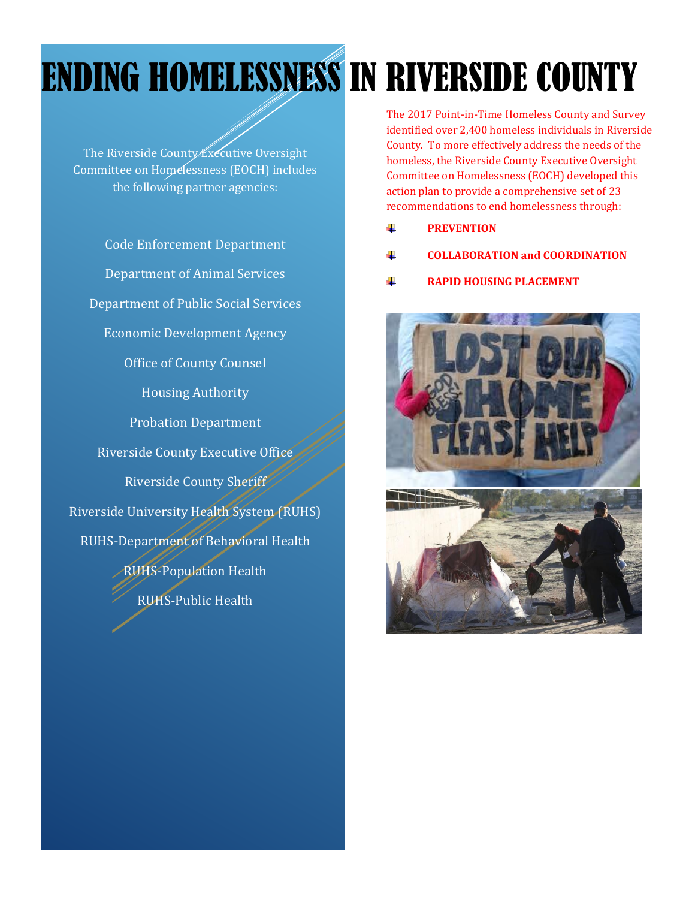# ENDING HOMELESSNESS IN RIVERSIDE COUNTY

The Riverside County Executive Oversight Committee on Homelessness (EOCH) includes the following partner agencies:

Code Enforcement Department

Department of Animal Services

Department of Public Social Services

Economic Development Agency

Office of County Counsel

Housing Authority

Probation Department

Riverside County Executive Office

Riverside County Sheriff

Riverside University Health System (RUHS)

RUHS-Department of Behavioral Health

RUHS-Population Health

RUHS-Public Health

The 2017 Point-in-Time Homeless County and Survey identified over 2,400 homeless individuals in Riverside County. To more effectively address the needs of the homeless, the Riverside County Executive Oversight Committee on Homelessness (EOCH) developed this action plan to provide a comprehensive set of 23 recommendations to end homelessness through:

- **PREVENTION**
- **COLLABORATION and COORDINATION**
- **RAPID HOUSING PLACEMENT**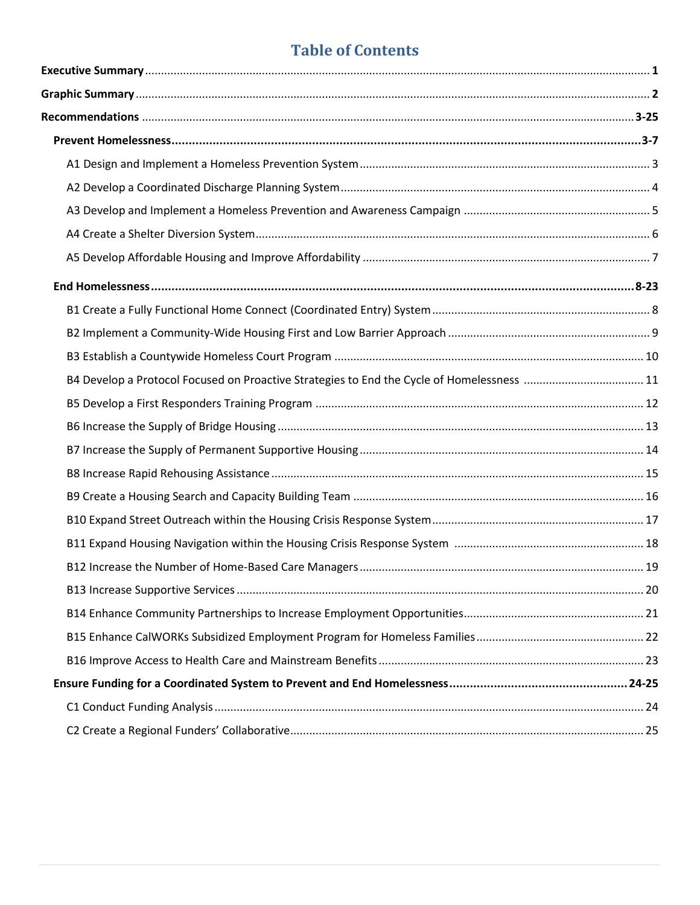# Table of Contents

**Executive Summary** ........ 1

**Graphic Summary** ........ 2

**Recommendations** ........ 3-25

- **Prevent Homelessness** ........ 3-7
  - A1 Design and Implement a Homeless Prevention System ........ 3
  - A2 Develop a Coordinated Discharge Planning System ........ 4
  - A3 Develop and Implement a Homeless Prevention and Awareness Campaign ........ 5
  - A4 Create a Shelter Diversion System ........ 6
  - A5 Develop Affordable Housing and Improve Affordability ........ 7
- **End Homelessness** ........ 8-23
  - B1 Create a Fully Functional Home Connect (Coordinated Entry) System ........ 8
  - B2 Implement a Community-Wide Housing First and Low Barrier Approach ........ 9
  - B3 Establish a Countywide Homeless Court Program ........ 10
  - B4 Develop a Protocol Focused on Proactive Strategies to End the Cycle of Homelessness ........ 11
  - B5 Develop a First Responders Training Program ........ 12
  - B6 Increase the Supply of Bridge Housing ........ 13
  - B7 Increase the Supply of Permanent Supportive Housing ........ 14
  - B8 Increase Rapid Rehousing Assistance ........ 15
  - B9 Create a Housing Search and Capacity Building Team ........ 16
  - B10 Expand Street Outreach within the Housing Crisis Response System ........ 17
  - B11 Expand Housing Navigation within the Housing Crisis Response System ........ 18
  - B12 Increase the Number of Home-Based Care Managers ........ 19
  - B13 Increase Supportive Services ........ 20
  - B14 Enhance Community Partnerships to Increase Employment Opportunities ........ 21
  - B15 Enhance CalWORKs Subsidized Employment Program for Homeless Families ........ 22
  - B16 Improve Access to Health Care and Mainstream Benefits ........ 23
- **Ensure Funding for a Coordinated System to Prevent and End Homelessness** ........ 24-25
  - C1 Conduct Funding Analysis ........ 24
  - C2 Create a Regional Funders' Collaborative ........ 25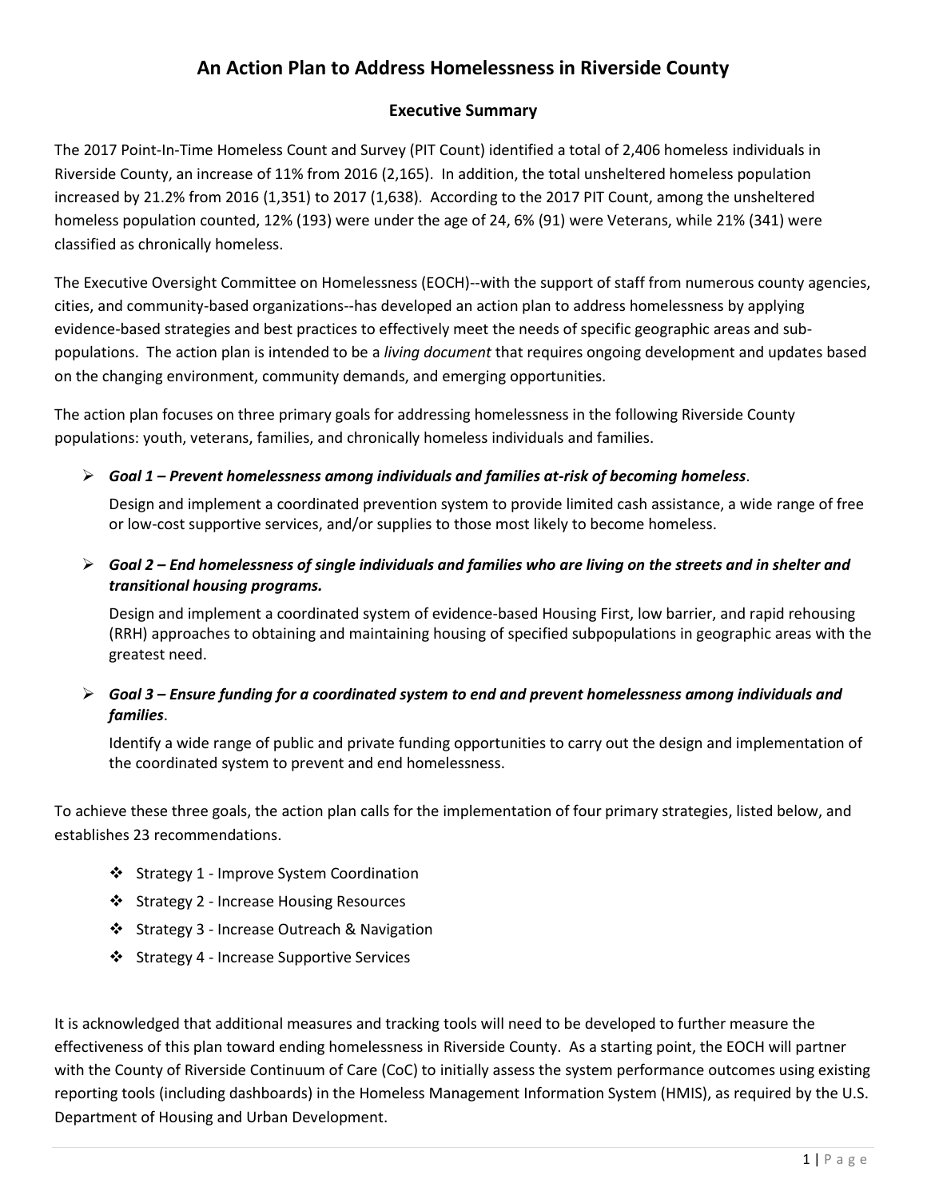# An Action Plan to Address Homelessness in Riverside County

## Executive Summary

The 2017 Point-In-Time Homeless Count and Survey (PIT Count) identified a total of 2,406 homeless individuals in Riverside County, an increase of 11% from 2016 (2,165). In addition, the total unsheltered homeless population increased by 21.2% from 2016 (1,351) to 2017 (1,638). According to the 2017 PIT Count, among the unsheltered homeless population counted, 12% (193) were under the age of 24, 6% (91) were Veterans, while 21% (341) were classified as chronically homeless.

The Executive Oversight Committee on Homelessness (EOCH)--with the support of staff from numerous county agencies, cities, and community-based organizations--has developed an action plan to address homelessness by applying evidence-based strategies and best practices to effectively meet the needs of specific geographic areas and sub-populations. The action plan is intended to be a *living document* that requires ongoing development and updates based on the changing environment, community demands, and emerging opportunities.

The action plan focuses on three primary goals for addressing homelessness in the following Riverside County populations: youth, veterans, families, and chronically homeless individuals and families.

- ***Goal 1 – Prevent homelessness among individuals and families at-risk of becoming homeless***.

  Design and implement a coordinated prevention system to provide limited cash assistance, a wide range of free or low-cost supportive services, and/or supplies to those most likely to become homeless.

- ***Goal 2 – End homelessness of single individuals and families who are living on the streets and in shelter and transitional housing programs.***

  Design and implement a coordinated system of evidence-based Housing First, low barrier, and rapid rehousing (RRH) approaches to obtaining and maintaining housing of specified subpopulations in geographic areas with the greatest need.

- ***Goal 3 – Ensure funding for a coordinated system to end and prevent homelessness among individuals and families***.

  Identify a wide range of public and private funding opportunities to carry out the design and implementation of the coordinated system to prevent and end homelessness.

To achieve these three goals, the action plan calls for the implementation of four primary strategies, listed below, and establishes 23 recommendations.

- Strategy 1 - Improve System Coordination
- Strategy 2 - Increase Housing Resources
- Strategy 3 - Increase Outreach & Navigation
- Strategy 4 - Increase Supportive Services

It is acknowledged that additional measures and tracking tools will need to be developed to further measure the effectiveness of this plan toward ending homelessness in Riverside County. As a starting point, the EOCH will partner with the County of Riverside Continuum of Care (CoC) to initially assess the system performance outcomes using existing reporting tools (including dashboards) in the Homeless Management Information System (HMIS), as required by the U.S. Department of Housing and Urban Development.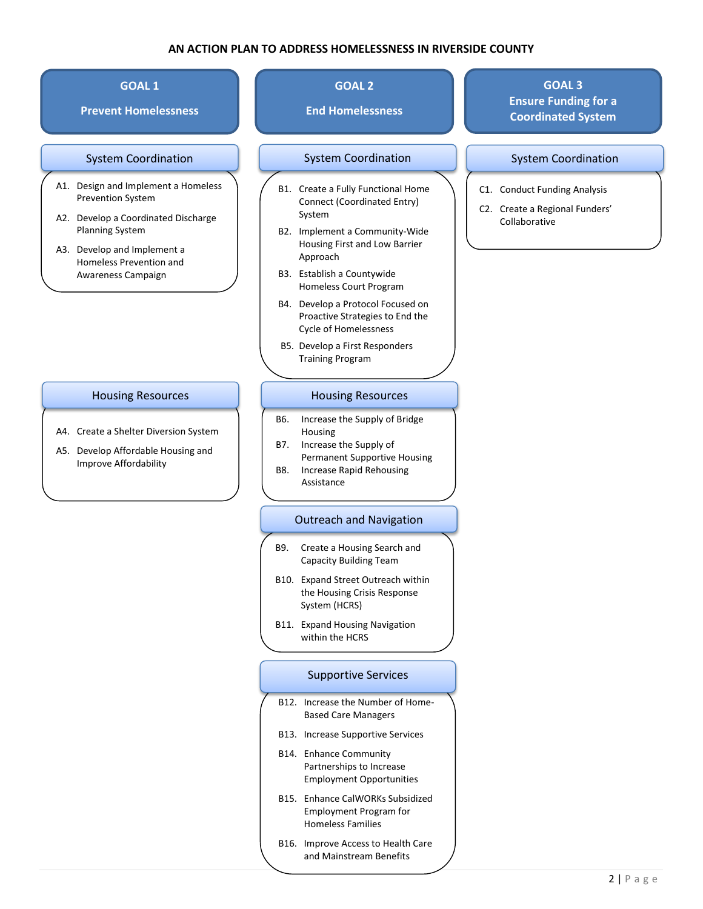# AN ACTION PLAN TO ADDRESS HOMELESSNESS IN RIVERSIDE COUNTY

## GOAL 1
## Prevent Homelessness

### System Coordination

A1. Design and Implement a Homeless Prevention System

A2. Develop a Coordinated Discharge Planning System

A3. Develop and Implement a Homeless Prevention and Awareness Campaign

### Housing Resources

A4. Create a Shelter Diversion System

A5. Develop Affordable Housing and Improve Affordability

## GOAL 2
## End Homelessness

### System Coordination

B1. Create a Fully Functional Home Connect (Coordinated Entry) System

B2. Implement a Community-Wide Housing First and Low Barrier Approach

B3. Establish a Countywide Homeless Court Program

B4. Develop a Protocol Focused on Proactive Strategies to End the Cycle of Homelessness

B5. Develop a First Responders Training Program

### Housing Resources

B6. Increase the Supply of Bridge Housing

B7. Increase the Supply of Permanent Supportive Housing

B8. Increase Rapid Rehousing Assistance

### Outreach and Navigation

B9. Create a Housing Search and Capacity Building Team

B10. Expand Street Outreach within the Housing Crisis Response System (HCRS)

B11. Expand Housing Navigation within the HCRS

### Supportive Services

B12. Increase the Number of Home-Based Care Managers

B13. Increase Supportive Services

B14. Enhance Community Partnerships to Increase Employment Opportunities

B15. Enhance CalWORKs Subsidized Employment Program for Homeless Families

B16. Improve Access to Health Care and Mainstream Benefits

## GOAL 3
## Ensure Funding for a Coordinated System

### System Coordination

C1. Conduct Funding Analysis

C2. Create a Regional Funders' Collaborative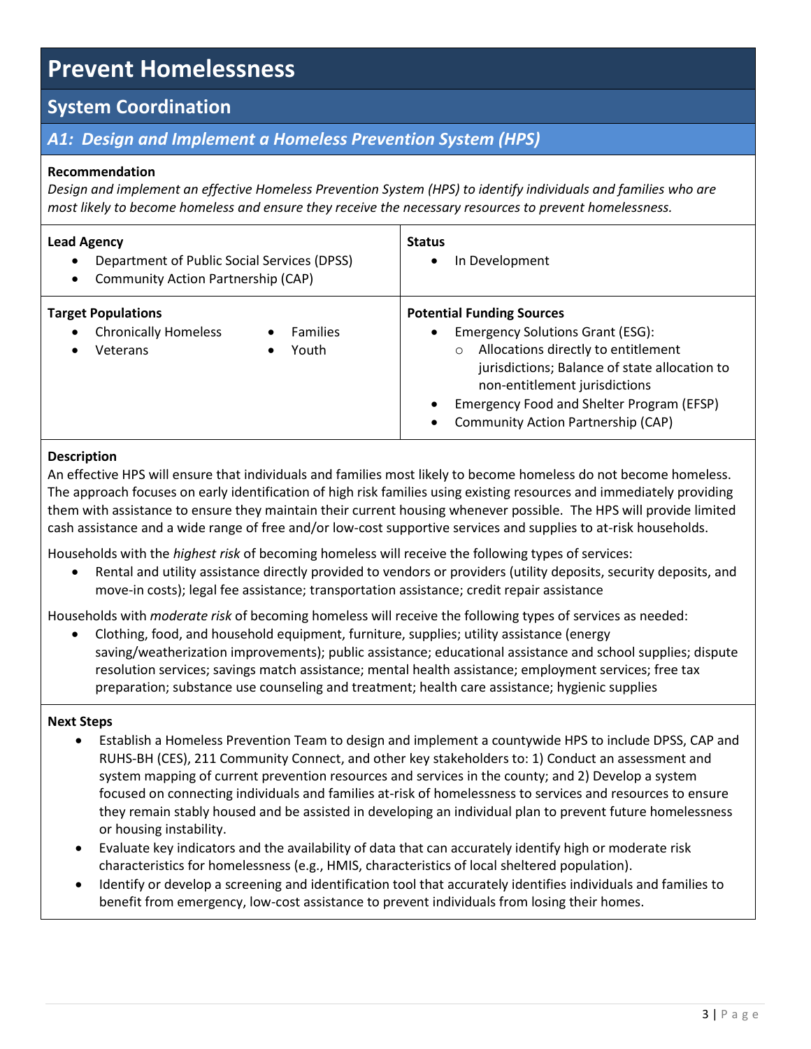# Prevent Homelessness

## System Coordination

### *A1: Design and Implement a Homeless Prevention System (HPS)*

**Recommendation**

*Design and implement an effective Homeless Prevention System (HPS) to identify individuals and families who are most likely to become homeless and ensure they receive the necessary resources to prevent homelessness.*

**Lead Agency**

- Department of Public Social Services (DPSS)
- Community Action Partnership (CAP)

**Status**

- In Development

**Target Populations**

- Chronically Homeless
- Veterans
- Families
- Youth

**Potential Funding Sources**

- Emergency Solutions Grant (ESG):
  - Allocations directly to entitlement jurisdictions; Balance of state allocation to non-entitlement jurisdictions
- Emergency Food and Shelter Program (EFSP)
- Community Action Partnership (CAP)

**Description**

An effective HPS will ensure that individuals and families most likely to become homeless do not become homeless. The approach focuses on early identification of high risk families using existing resources and immediately providing them with assistance to ensure they maintain their current housing whenever possible. The HPS will provide limited cash assistance and a wide range of free and/or low-cost supportive services and supplies to at-risk households.

Households with the *highest risk* of becoming homeless will receive the following types of services:

- Rental and utility assistance directly provided to vendors or providers (utility deposits, security deposits, and move-in costs); legal fee assistance; transportation assistance; credit repair assistance

Households with *moderate risk* of becoming homeless will receive the following types of services as needed:

- Clothing, food, and household equipment, furniture, supplies; utility assistance (energy saving/weatherization improvements); public assistance; educational assistance and school supplies; dispute resolution services; savings match assistance; mental health assistance; employment services; free tax preparation; substance use counseling and treatment; health care assistance; hygienic supplies

**Next Steps**

- Establish a Homeless Prevention Team to design and implement a countywide HPS to include DPSS, CAP and RUHS-BH (CES), 211 Community Connect, and other key stakeholders to: 1) Conduct an assessment and system mapping of current prevention resources and services in the county; and 2) Develop a system focused on connecting individuals and families at-risk of homelessness to services and resources to ensure they remain stably housed and be assisted in developing an individual plan to prevent future homelessness or housing instability.
- Evaluate key indicators and the availability of data that can accurately identify high or moderate risk characteristics for homelessness (e.g., HMIS, characteristics of local sheltered population).
- Identify or develop a screening and identification tool that accurately identifies individuals and families to benefit from emergency, low-cost assistance to prevent individuals from losing their homes.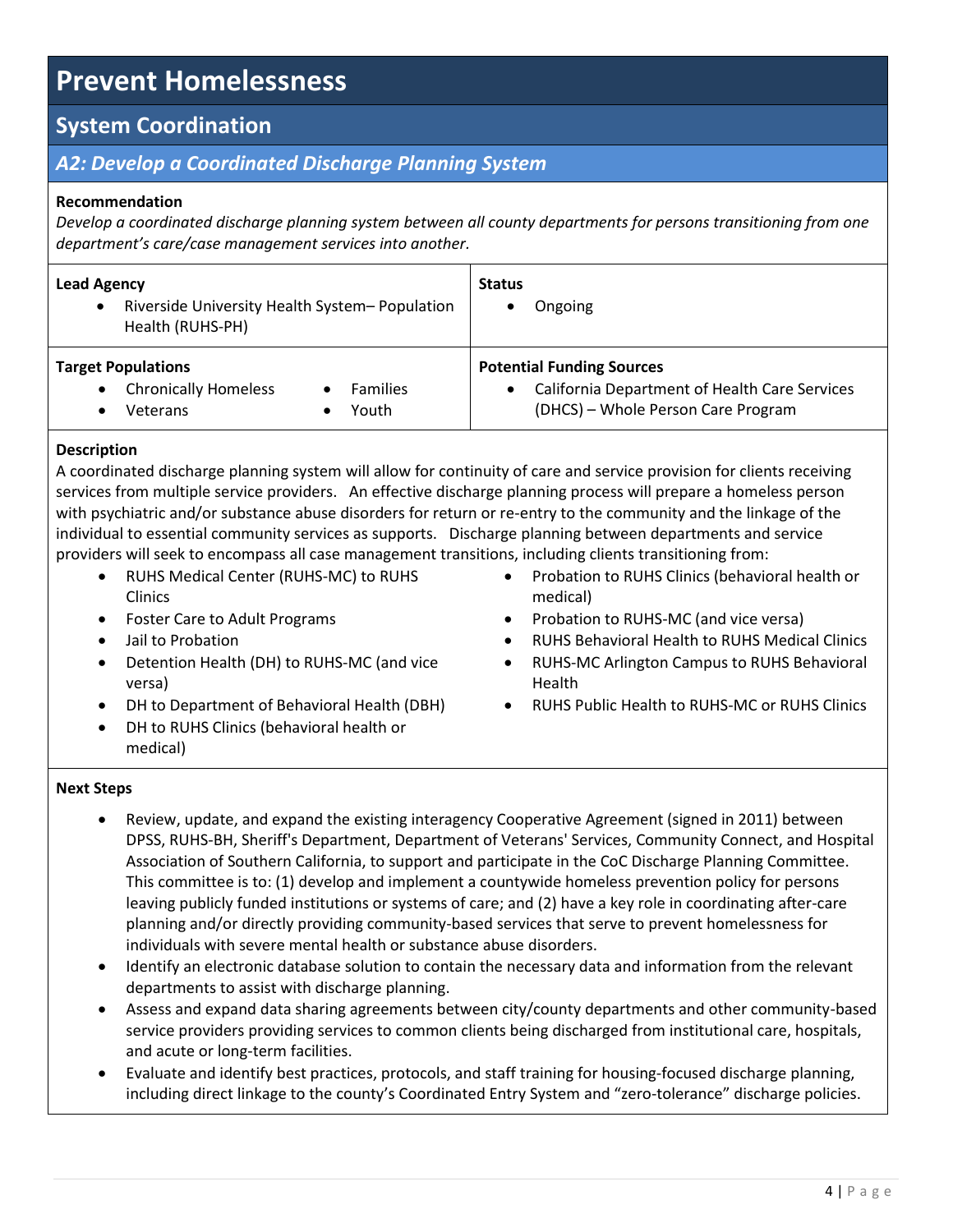# Prevent Homelessness

## System Coordination

### *A2: Develop a Coordinated Discharge Planning System*

**Recommendation**

*Develop a coordinated discharge planning system between all county departments for persons transitioning from one department's care/case management services into another.*

**Lead Agency**

- Riverside University Health System– Population Health (RUHS-PH)

**Status**

- Ongoing

**Target Populations**

- Chronically Homeless
- Veterans
- Families
- Youth

**Potential Funding Sources**

- California Department of Health Care Services (DHCS) – Whole Person Care Program

**Description**

A coordinated discharge planning system will allow for continuity of care and service provision for clients receiving services from multiple service providers. An effective discharge planning process will prepare a homeless person with psychiatric and/or substance abuse disorders for return or re-entry to the community and the linkage of the individual to essential community services as supports. Discharge planning between departments and service providers will seek to encompass all case management transitions, including clients transitioning from:

- RUHS Medical Center (RUHS-MC) to RUHS Clinics
- Foster Care to Adult Programs
- Jail to Probation
- Detention Health (DH) to RUHS-MC (and vice versa)
- DH to Department of Behavioral Health (DBH)
- DH to RUHS Clinics (behavioral health or medical)
- Probation to RUHS Clinics (behavioral health or medical)
- Probation to RUHS-MC (and vice versa)
- RUHS Behavioral Health to RUHS Medical Clinics
- RUHS-MC Arlington Campus to RUHS Behavioral Health
- RUHS Public Health to RUHS-MC or RUHS Clinics

**Next Steps**

- Review, update, and expand the existing interagency Cooperative Agreement (signed in 2011) between DPSS, RUHS-BH, Sheriff's Department, Department of Veterans' Services, Community Connect, and Hospital Association of Southern California, to support and participate in the CoC Discharge Planning Committee. This committee is to: (1) develop and implement a countywide homeless prevention policy for persons leaving publicly funded institutions or systems of care; and (2) have a key role in coordinating after-care planning and/or directly providing community-based services that serve to prevent homelessness for individuals with severe mental health or substance abuse disorders.
- Identify an electronic database solution to contain the necessary data and information from the relevant departments to assist with discharge planning.
- Assess and expand data sharing agreements between city/county departments and other community-based service providers providing services to common clients being discharged from institutional care, hospitals, and acute or long-term facilities.
- Evaluate and identify best practices, protocols, and staff training for housing-focused discharge planning, including direct linkage to the county's Coordinated Entry System and "zero-tolerance" discharge policies.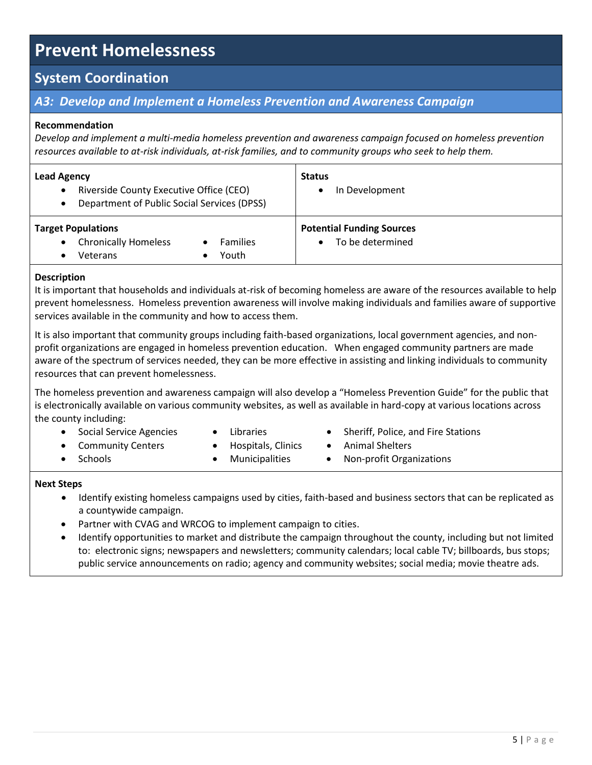# Prevent Homelessness

## System Coordination

### *A3: Develop and Implement a Homeless Prevention and Awareness Campaign*

**Recommendation**

*Develop and implement a multi-media homeless prevention and awareness campaign focused on homeless prevention resources available to at-risk individuals, at-risk families, and to community groups who seek to help them.*

**Lead Agency**

- Riverside County Executive Office (CEO)
- Department of Public Social Services (DPSS)

**Status**

- In Development

**Target Populations**

- Chronically Homeless
- Veterans
- Families
- Youth

**Potential Funding Sources**

- To be determined

**Description**

It is important that households and individuals at-risk of becoming homeless are aware of the resources available to help prevent homelessness. Homeless prevention awareness will involve making individuals and families aware of supportive services available in the community and how to access them.

It is also important that community groups including faith-based organizations, local government agencies, and non-profit organizations are engaged in homeless prevention education. When engaged community partners are made aware of the spectrum of services needed, they can be more effective in assisting and linking individuals to community resources that can prevent homelessness.

The homeless prevention and awareness campaign will also develop a "Homeless Prevention Guide" for the public that is electronically available on various community websites, as well as available in hard-copy at various locations across the county including:

- Social Service Agencies
- Community Centers
- Schools
- Libraries
- Hospitals, Clinics
- Municipalities
- Sheriff, Police, and Fire Stations
- Animal Shelters
- Non-profit Organizations

**Next Steps**

- Identify existing homeless campaigns used by cities, faith-based and business sectors that can be replicated as a countywide campaign.
- Partner with CVAG and WRCOG to implement campaign to cities.
- Identify opportunities to market and distribute the campaign throughout the county, including but not limited to: electronic signs; newspapers and newsletters; community calendars; local cable TV; billboards, bus stops; public service announcements on radio; agency and community websites; social media; movie theatre ads.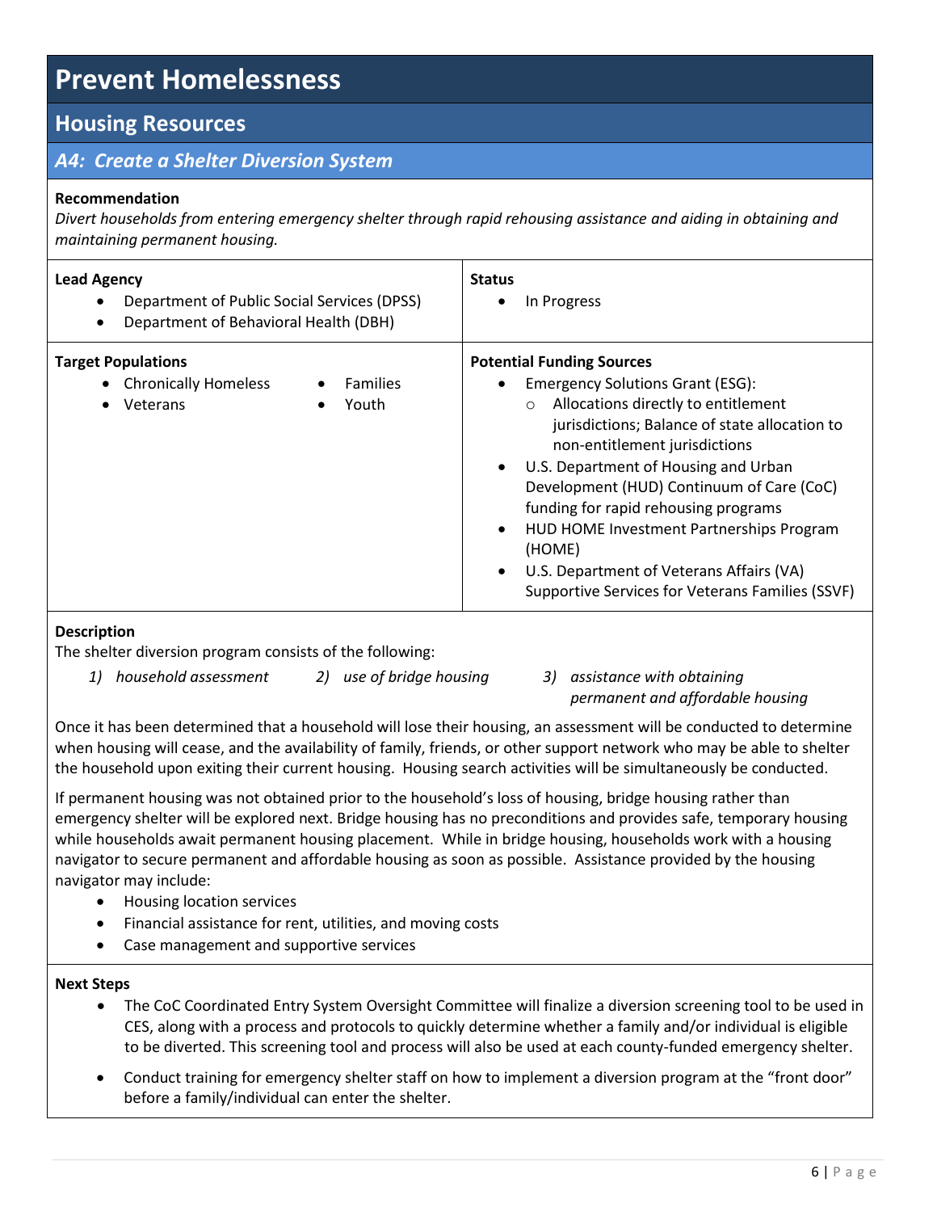# Prevent Homelessness

## Housing Resources

### *A4: Create a Shelter Diversion System*

**Recommendation**

*Divert households from entering emergency shelter through rapid rehousing assistance and aiding in obtaining and maintaining permanent housing.*

| **Lead Agency** | **Status** |
|---|---|
| • Department of Public Social Services (DPSS)<br>• Department of Behavioral Health (DBH) | • In Progress |

| **Target Populations** | **Potential Funding Sources** |
|---|---|
| • Chronically Homeless<br>• Veterans<br>• Families<br>• Youth | • Emergency Solutions Grant (ESG):<br>&nbsp;&nbsp;○ Allocations directly to entitlement jurisdictions; Balance of state allocation to non-entitlement jurisdictions<br>• U.S. Department of Housing and Urban Development (HUD) Continuum of Care (CoC) funding for rapid rehousing programs<br>• HUD HOME Investment Partnerships Program (HOME)<br>• U.S. Department of Veterans Affairs (VA) Supportive Services for Veterans Families (SSVF) |

**Description**

The shelter diversion program consists of the following:

1) *household assessment*
2) *use of bridge housing*
3) *assistance with obtaining permanent and affordable housing*

Once it has been determined that a household will lose their housing, an assessment will be conducted to determine when housing will cease, and the availability of family, friends, or other support network who may be able to shelter the household upon exiting their current housing. Housing search activities will be simultaneously be conducted.

If permanent housing was not obtained prior to the household's loss of housing, bridge housing rather than emergency shelter will be explored next. Bridge housing has no preconditions and provides safe, temporary housing while households await permanent housing placement. While in bridge housing, households work with a housing navigator to secure permanent and affordable housing as soon as possible. Assistance provided by the housing navigator may include:

- Housing location services
- Financial assistance for rent, utilities, and moving costs
- Case management and supportive services

**Next Steps**

- The CoC Coordinated Entry System Oversight Committee will finalize a diversion screening tool to be used in CES, along with a process and protocols to quickly determine whether a family and/or individual is eligible to be diverted. This screening tool and process will also be used at each county-funded emergency shelter.
- Conduct training for emergency shelter staff on how to implement a diversion program at the "front door" before a family/individual can enter the shelter.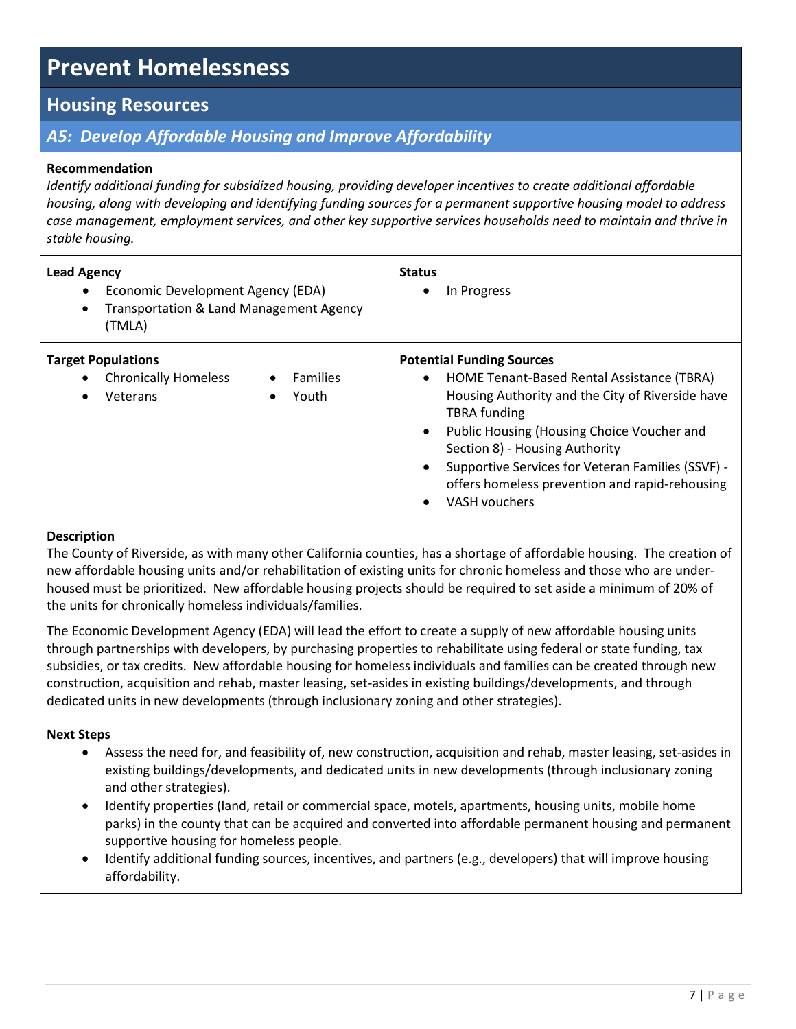# Prevent Homelessness

## Housing Resources

### *A5: Develop Affordable Housing and Improve Affordability*

**Recommendation**

*Identify additional funding for subsidized housing, providing developer incentives to create additional affordable housing, along with developing and identifying funding sources for a permanent supportive housing model to address case management, employment services, and other key supportive services households need to maintain and thrive in stable housing.*

| **Lead Agency** | **Status** |
|---|---|
| • Economic Development Agency (EDA)<br>• Transportation & Land Management Agency (TMLA) | • In Progress |
| **Target Populations**<br>• Chronically Homeless<br>• Veterans<br>• Families<br>• Youth | **Potential Funding Sources**<br>• HOME Tenant-Based Rental Assistance (TBRA) Housing Authority and the City of Riverside have TBRA funding<br>• Public Housing (Housing Choice Voucher and Section 8) - Housing Authority<br>• Supportive Services for Veteran Families (SSVF) - offers homeless prevention and rapid-rehousing<br>• VASH vouchers |

**Description**

The County of Riverside, as with many other California counties, has a shortage of affordable housing. The creation of new affordable housing units and/or rehabilitation of existing units for chronic homeless and those who are under-housed must be prioritized. New affordable housing projects should be required to set aside a minimum of 20% of the units for chronically homeless individuals/families.

The Economic Development Agency (EDA) will lead the effort to create a supply of new affordable housing units through partnerships with developers, by purchasing properties to rehabilitate using federal or state funding, tax subsidies, or tax credits. New affordable housing for homeless individuals and families can be created through new construction, acquisition and rehab, master leasing, set-asides in existing buildings/developments, and through dedicated units in new developments (through inclusionary zoning and other strategies).

**Next Steps**

- Assess the need for, and feasibility of, new construction, acquisition and rehab, master leasing, set-asides in existing buildings/developments, and dedicated units in new developments (through inclusionary zoning and other strategies).
- Identify properties (land, retail or commercial space, motels, apartments, housing units, mobile home parks) in the county that can be acquired and converted into affordable permanent housing and permanent supportive housing for homeless people.
- Identify additional funding sources, incentives, and partners (e.g., developers) that will improve housing affordability.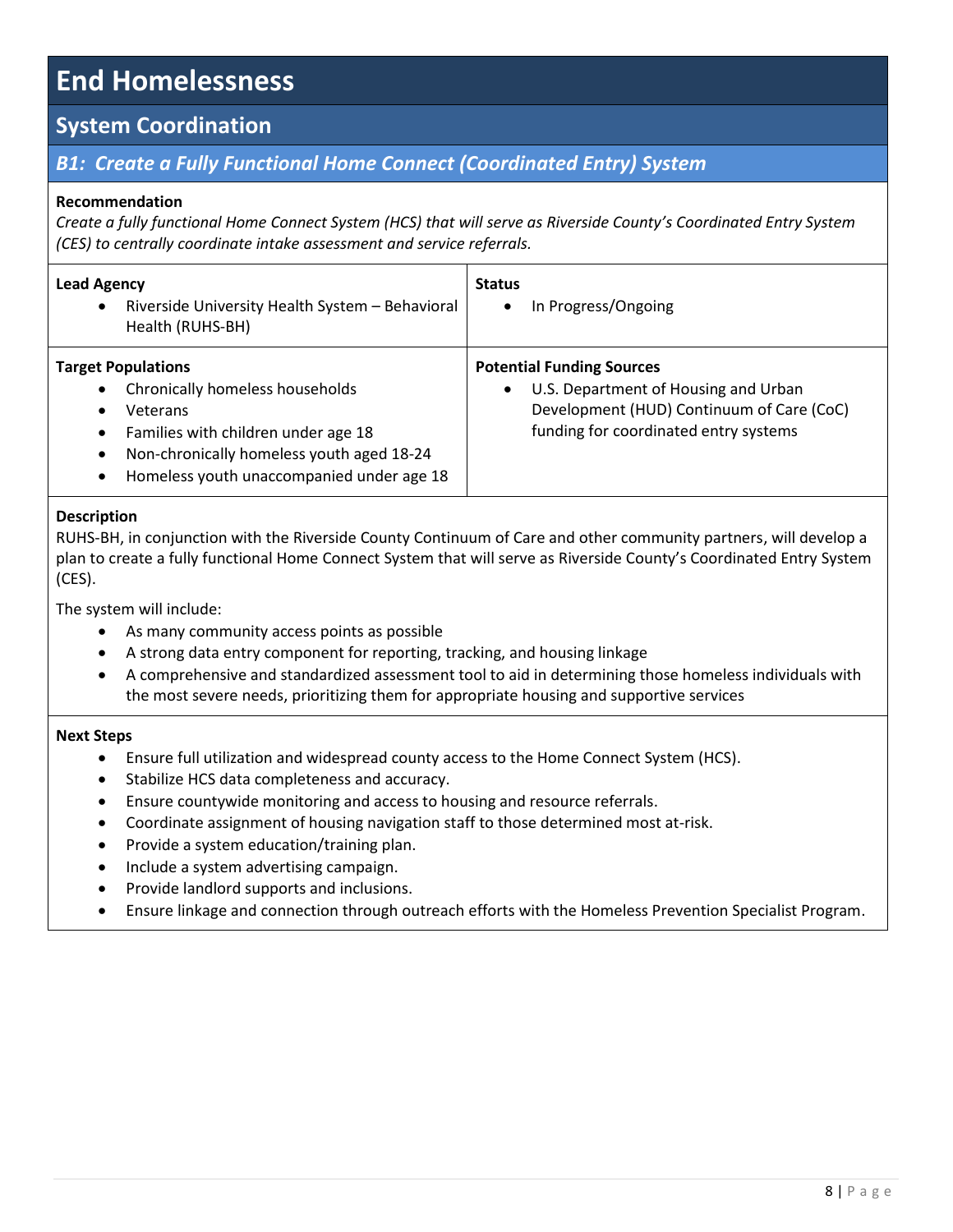# End Homelessness

## System Coordination

### *B1: Create a Fully Functional Home Connect (Coordinated Entry) System*

**Recommendation**

*Create a fully functional Home Connect System (HCS) that will serve as Riverside County's Coordinated Entry System (CES) to centrally coordinate intake assessment and service referrals.*

**Lead Agency**

- Riverside University Health System – Behavioral Health (RUHS-BH)

**Status**

- In Progress/Ongoing

**Target Populations**

- Chronically homeless households
- Veterans
- Families with children under age 18
- Non-chronically homeless youth aged 18-24
- Homeless youth unaccompanied under age 18

**Potential Funding Sources**

- U.S. Department of Housing and Urban Development (HUD) Continuum of Care (CoC) funding for coordinated entry systems

**Description**

RUHS-BH, in conjunction with the Riverside County Continuum of Care and other community partners, will develop a plan to create a fully functional Home Connect System that will serve as Riverside County's Coordinated Entry System (CES).

The system will include:

- As many community access points as possible
- A strong data entry component for reporting, tracking, and housing linkage
- A comprehensive and standardized assessment tool to aid in determining those homeless individuals with the most severe needs, prioritizing them for appropriate housing and supportive services

**Next Steps**

- Ensure full utilization and widespread county access to the Home Connect System (HCS).
- Stabilize HCS data completeness and accuracy.
- Ensure countywide monitoring and access to housing and resource referrals.
- Coordinate assignment of housing navigation staff to those determined most at-risk.
- Provide a system education/training plan.
- Include a system advertising campaign.
- Provide landlord supports and inclusions.
- Ensure linkage and connection through outreach efforts with the Homeless Prevention Specialist Program.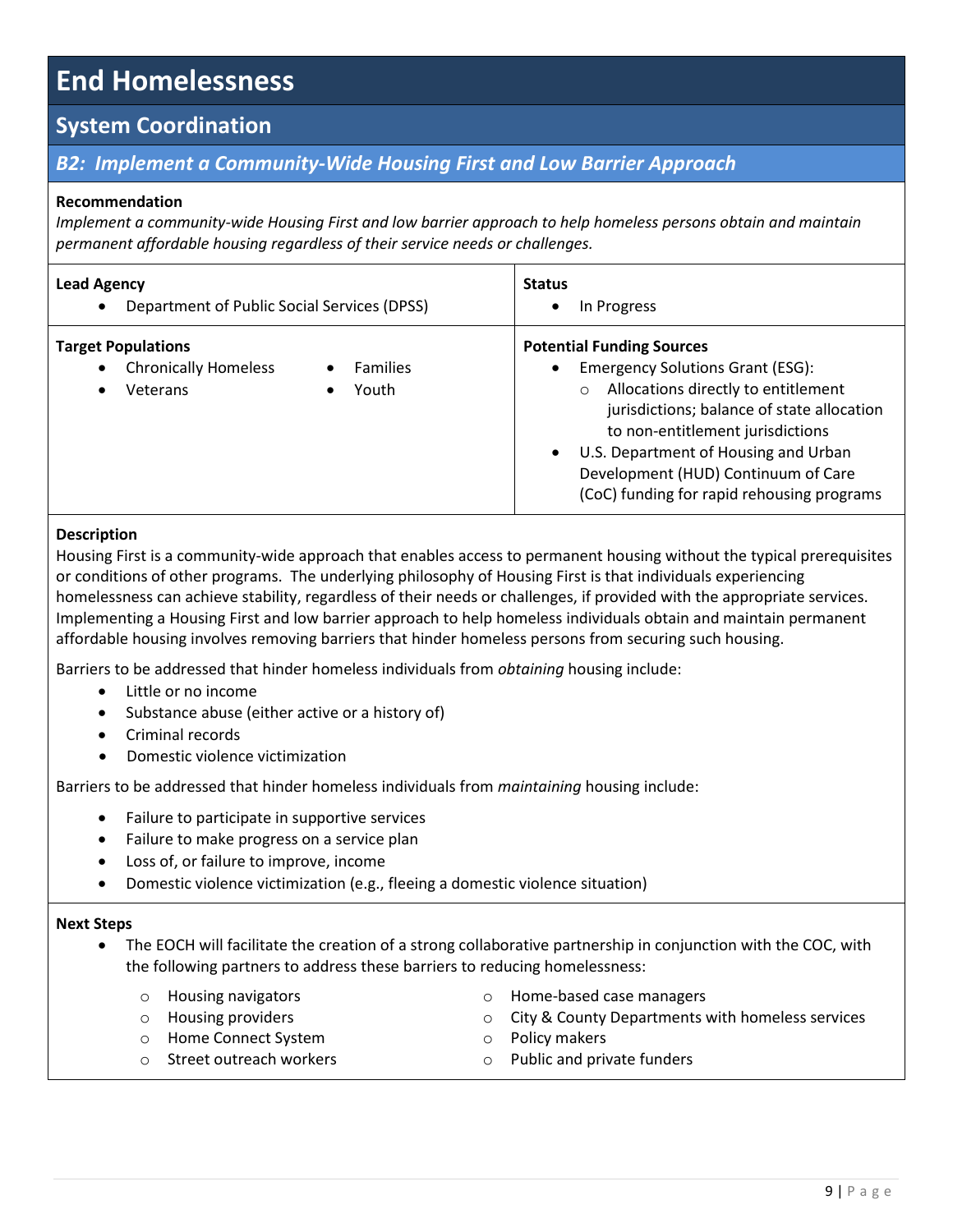# End Homelessness

## System Coordination

### *B2: Implement a Community-Wide Housing First and Low Barrier Approach*

**Recommendation**

*Implement a community-wide Housing First and low barrier approach to help homeless persons obtain and maintain permanent affordable housing regardless of their service needs or challenges.*

**Lead Agency**
- Department of Public Social Services (DPSS)

**Status**
- In Progress

**Target Populations**
- Chronically Homeless
- Veterans
- Families
- Youth

**Potential Funding Sources**
- Emergency Solutions Grant (ESG):
  - Allocations directly to entitlement jurisdictions; balance of state allocation to non-entitlement jurisdictions
- U.S. Department of Housing and Urban Development (HUD) Continuum of Care (CoC) funding for rapid rehousing programs

**Description**

Housing First is a community-wide approach that enables access to permanent housing without the typical prerequisites or conditions of other programs. The underlying philosophy of Housing First is that individuals experiencing homelessness can achieve stability, regardless of their needs or challenges, if provided with the appropriate services. Implementing a Housing First and low barrier approach to help homeless individuals obtain and maintain permanent affordable housing involves removing barriers that hinder homeless persons from securing such housing.

Barriers to be addressed that hinder homeless individuals from *obtaining* housing include:

- Little or no income
- Substance abuse (either active or a history of)
- Criminal records
- Domestic violence victimization

Barriers to be addressed that hinder homeless individuals from *maintaining* housing include:

- Failure to participate in supportive services
- Failure to make progress on a service plan
- Loss of, or failure to improve, income
- Domestic violence victimization (e.g., fleeing a domestic violence situation)

**Next Steps**

- The EOCH will facilitate the creation of a strong collaborative partnership in conjunction with the COC, with the following partners to address these barriers to reducing homelessness:
  - Housing navigators
  - Housing providers
  - Home Connect System
  - Street outreach workers
  - Home-based case managers
  - City & County Departments with homeless services
  - Policy makers
  - Public and private funders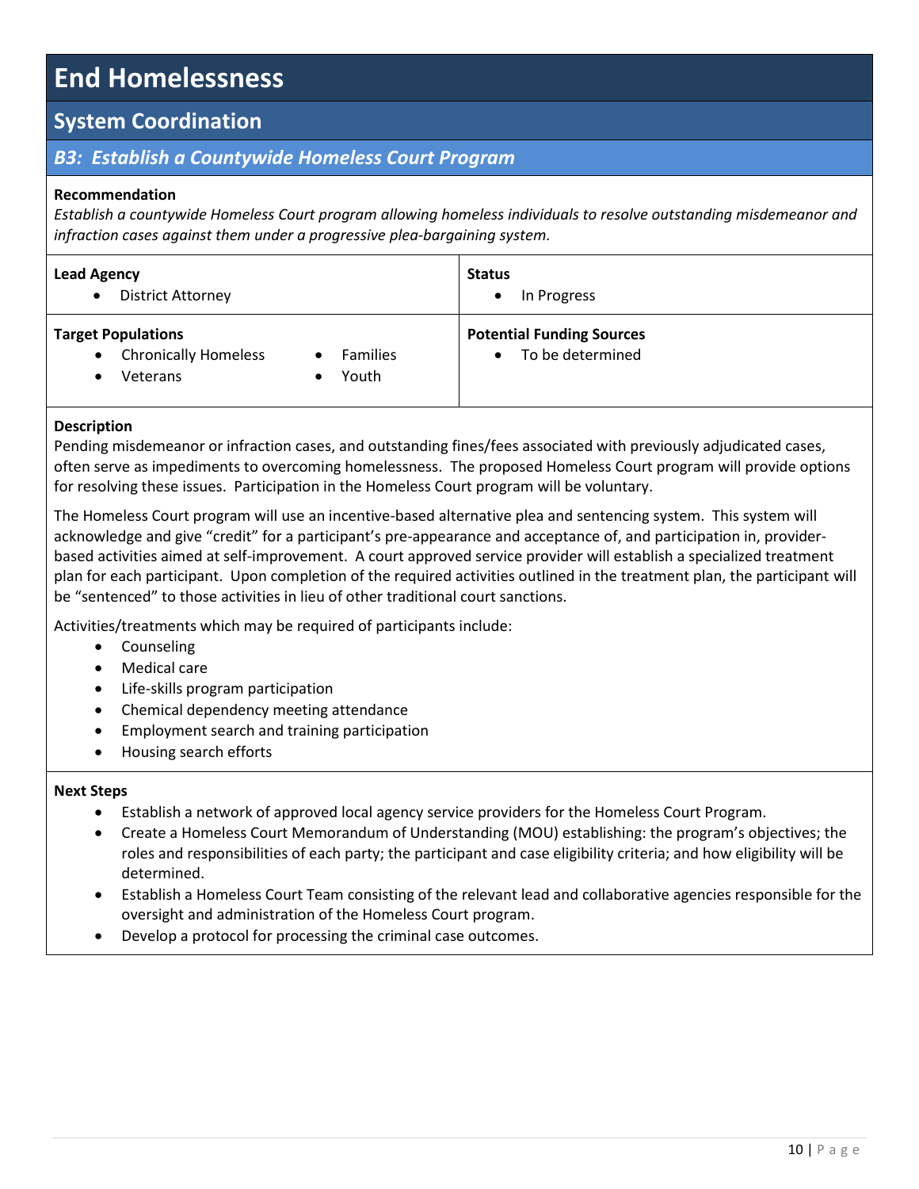# End Homelessness

## System Coordination

### *B3: Establish a Countywide Homeless Court Program*

**Recommendation**

*Establish a countywide Homeless Court program allowing homeless individuals to resolve outstanding misdemeanor and infraction cases against them under a progressive plea-bargaining system.*

**Lead Agency**
- District Attorney

**Status**
- In Progress

**Target Populations**
- Chronically Homeless
- Veterans
- Families
- Youth

**Potential Funding Sources**
- To be determined

**Description**

Pending misdemeanor or infraction cases, and outstanding fines/fees associated with previously adjudicated cases, often serve as impediments to overcoming homelessness. The proposed Homeless Court program will provide options for resolving these issues. Participation in the Homeless Court program will be voluntary.

The Homeless Court program will use an incentive-based alternative plea and sentencing system. This system will acknowledge and give "credit" for a participant's pre-appearance and acceptance of, and participation in, provider-based activities aimed at self-improvement. A court approved service provider will establish a specialized treatment plan for each participant. Upon completion of the required activities outlined in the treatment plan, the participant will be "sentenced" to those activities in lieu of other traditional court sanctions.

Activities/treatments which may be required of participants include:

- Counseling
- Medical care
- Life-skills program participation
- Chemical dependency meeting attendance
- Employment search and training participation
- Housing search efforts

**Next Steps**

- Establish a network of approved local agency service providers for the Homeless Court Program.
- Create a Homeless Court Memorandum of Understanding (MOU) establishing: the program's objectives; the roles and responsibilities of each party; the participant and case eligibility criteria; and how eligibility will be determined.
- Establish a Homeless Court Team consisting of the relevant lead and collaborative agencies responsible for the oversight and administration of the Homeless Court program.
- Develop a protocol for processing the criminal case outcomes.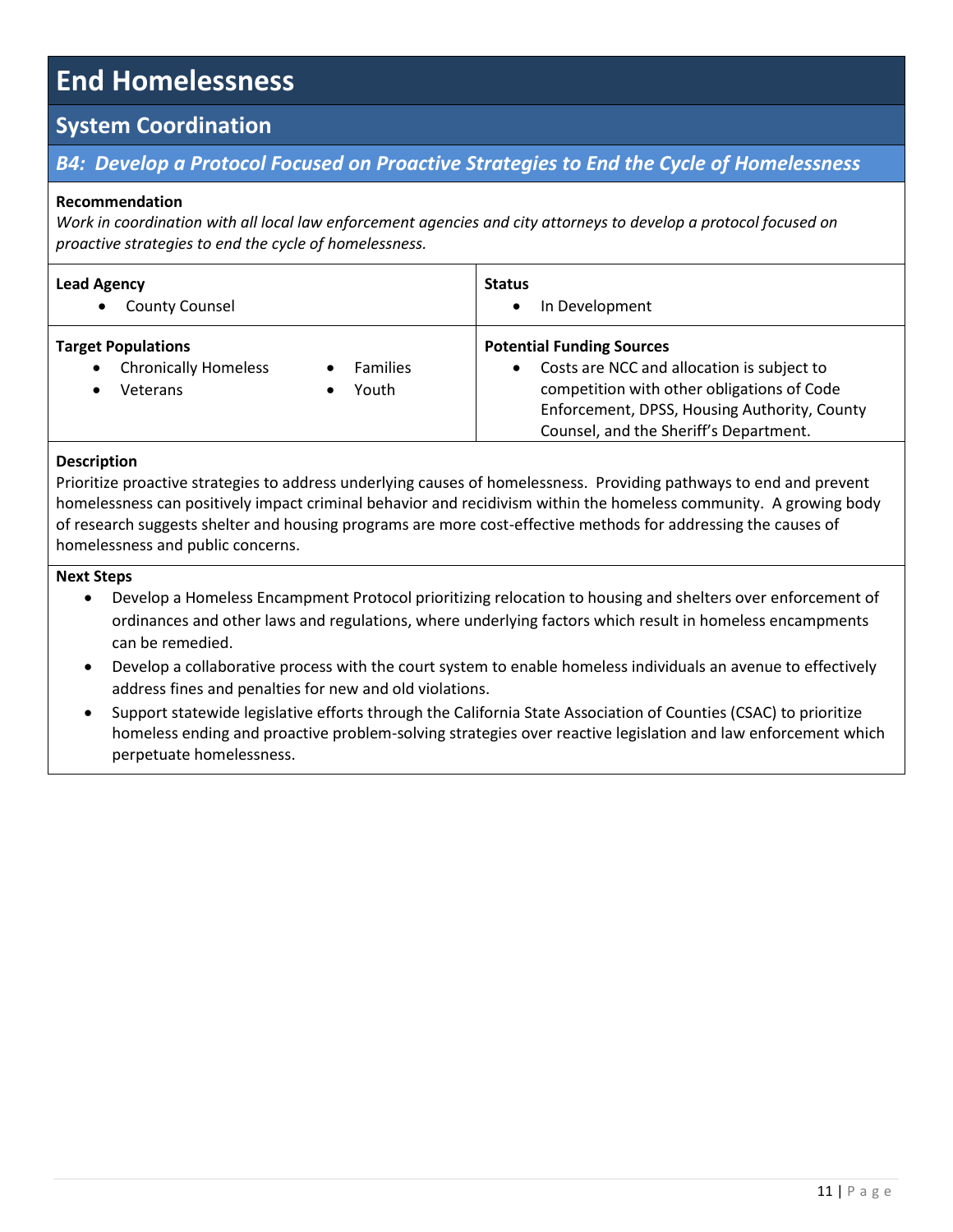# End Homelessness

## System Coordination

### *B4: Develop a Protocol Focused on Proactive Strategies to End the Cycle of Homelessness*

**Recommendation**

*Work in coordination with all local law enforcement agencies and city attorneys to develop a protocol focused on proactive strategies to end the cycle of homelessness.*

| **Lead Agency** | **Status** |
| --- | --- |
| • County Counsel | • In Development |
| **Target Populations**<br>• Chronically Homeless<br>• Veterans<br>• Families<br>• Youth | **Potential Funding Sources**<br>• Costs are NCC and allocation is subject to competition with other obligations of Code Enforcement, DPSS, Housing Authority, County Counsel, and the Sheriff's Department. |

**Description**

Prioritize proactive strategies to address underlying causes of homelessness. Providing pathways to end and prevent homelessness can positively impact criminal behavior and recidivism within the homeless community. A growing body of research suggests shelter and housing programs are more cost-effective methods for addressing the causes of homelessness and public concerns.

**Next Steps**

- Develop a Homeless Encampment Protocol prioritizing relocation to housing and shelters over enforcement of ordinances and other laws and regulations, where underlying factors which result in homeless encampments can be remedied.
- Develop a collaborative process with the court system to enable homeless individuals an avenue to effectively address fines and penalties for new and old violations.
- Support statewide legislative efforts through the California State Association of Counties (CSAC) to prioritize homeless ending and proactive problem-solving strategies over reactive legislation and law enforcement which perpetuate homelessness.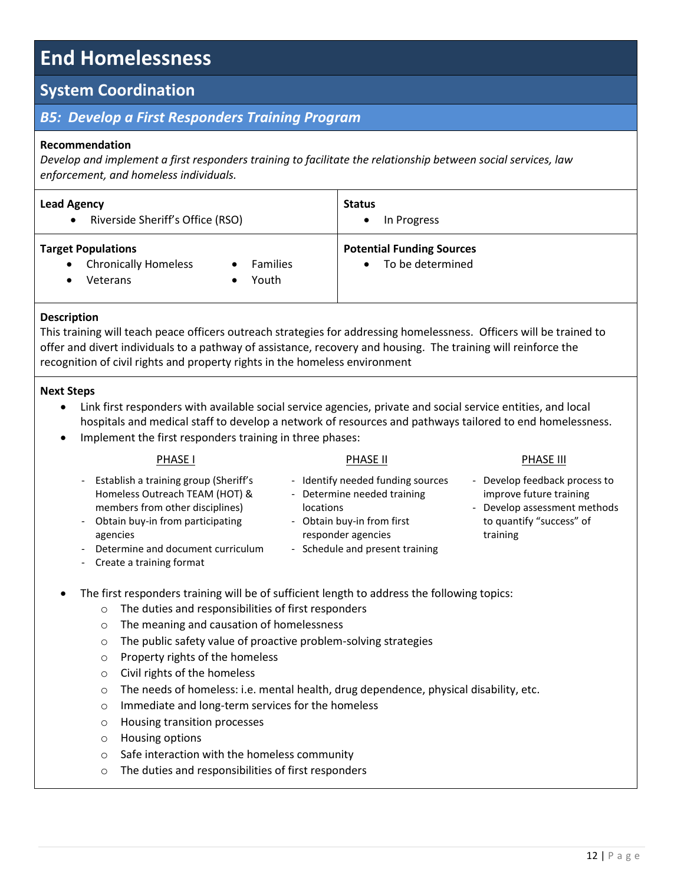# End Homelessness

## System Coordination

### *B5: Develop a First Responders Training Program*

**Recommendation**

*Develop and implement a first responders training to facilitate the relationship between social services, law enforcement, and homeless individuals.*

| **Lead Agency** | **Status** |
|---|---|
| • Riverside Sheriff's Office (RSO) | • In Progress |
| **Target Populations** | **Potential Funding Sources** |
| • Chronically Homeless • Families • Veterans • Youth | • To be determined |

**Description**

This training will teach peace officers outreach strategies for addressing homelessness. Officers will be trained to offer and divert individuals to a pathway of assistance, recovery and housing. The training will reinforce the recognition of civil rights and property rights in the homeless environment

**Next Steps**

- Link first responders with available social service agencies, private and social service entities, and local hospitals and medical staff to develop a network of resources and pathways tailored to end homelessness.
- Implement the first responders training in three phases:

PHASE I

- Establish a training group (Sheriff's Homeless Outreach TEAM (HOT) & members from other disciplines)
- Obtain buy-in from participating agencies
- Determine and document curriculum
- Create a training format

PHASE II

- Identify needed funding sources
- Determine needed training locations
- Obtain buy-in from first responder agencies
- Schedule and present training

PHASE III

- Develop feedback process to improve future training
- Develop assessment methods to quantify "success" of training

- The first responders training will be of sufficient length to address the following topics:
  - The duties and responsibilities of first responders
  - The meaning and causation of homelessness
  - The public safety value of proactive problem-solving strategies
  - Property rights of the homeless
  - Civil rights of the homeless
  - The needs of homeless: i.e. mental health, drug dependence, physical disability, etc.
  - Immediate and long-term services for the homeless
  - Housing transition processes
  - Housing options
  - Safe interaction with the homeless community
  - The duties and responsibilities of first responders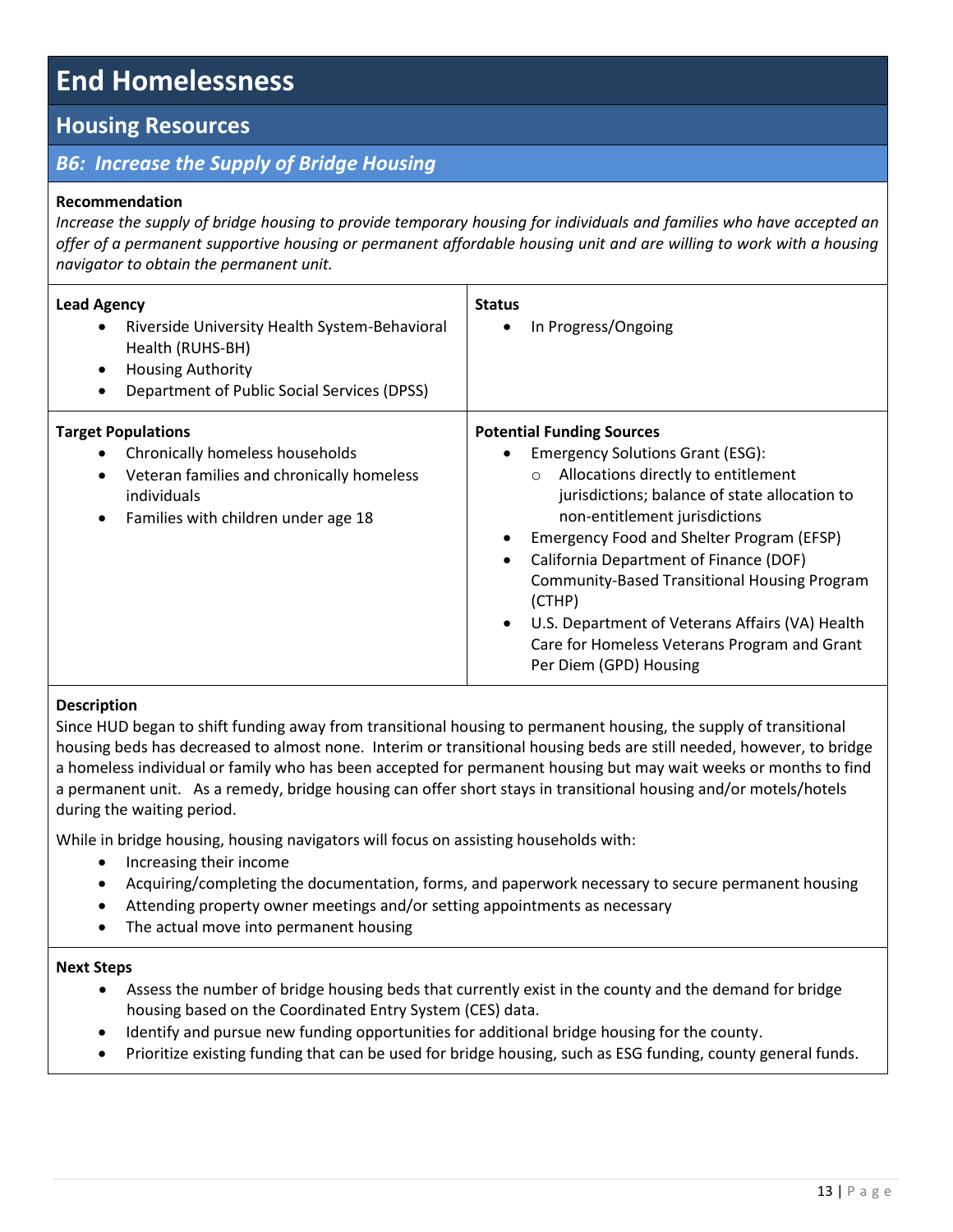# End Homelessness

## Housing Resources

### *B6: Increase the Supply of Bridge Housing*

**Recommendation**

*Increase the supply of bridge housing to provide temporary housing for individuals and families who have accepted an offer of a permanent supportive housing or permanent affordable housing unit and are willing to work with a housing navigator to obtain the permanent unit.*

**Lead Agency**

- Riverside University Health System-Behavioral Health (RUHS-BH)
- Housing Authority
- Department of Public Social Services (DPSS)

**Status**

- In Progress/Ongoing

**Target Populations**

- Chronically homeless households
- Veteran families and chronically homeless individuals
- Families with children under age 18

**Potential Funding Sources**

- Emergency Solutions Grant (ESG):
  - Allocations directly to entitlement jurisdictions; balance of state allocation to non-entitlement jurisdictions
- Emergency Food and Shelter Program (EFSP)
- California Department of Finance (DOF) Community-Based Transitional Housing Program (CTHP)
- U.S. Department of Veterans Affairs (VA) Health Care for Homeless Veterans Program and Grant Per Diem (GPD) Housing

**Description**

Since HUD began to shift funding away from transitional housing to permanent housing, the supply of transitional housing beds has decreased to almost none. Interim or transitional housing beds are still needed, however, to bridge a homeless individual or family who has been accepted for permanent housing but may wait weeks or months to find a permanent unit. As a remedy, bridge housing can offer short stays in transitional housing and/or motels/hotels during the waiting period.

While in bridge housing, housing navigators will focus on assisting households with:

- Increasing their income
- Acquiring/completing the documentation, forms, and paperwork necessary to secure permanent housing
- Attending property owner meetings and/or setting appointments as necessary
- The actual move into permanent housing

**Next Steps**

- Assess the number of bridge housing beds that currently exist in the county and the demand for bridge housing based on the Coordinated Entry System (CES) data.
- Identify and pursue new funding opportunities for additional bridge housing for the county.
- Prioritize existing funding that can be used for bridge housing, such as ESG funding, county general funds.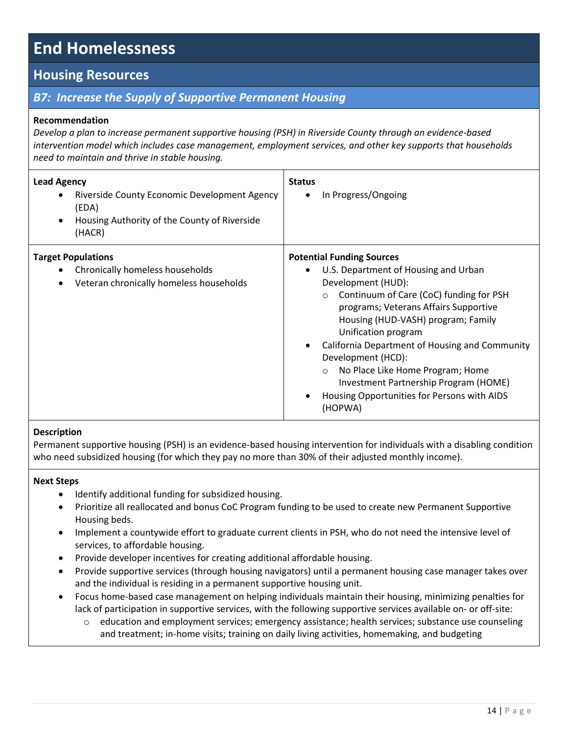# End Homelessness

## Housing Resources

### *B7: Increase the Supply of Supportive Permanent Housing*

**Recommendation**

*Develop a plan to increase permanent supportive housing (PSH) in Riverside County through an evidence-based intervention model which includes case management, employment services, and other key supports that households need to maintain and thrive in stable housing.*

**Lead Agency**

- Riverside County Economic Development Agency (EDA)
- Housing Authority of the County of Riverside (HACR)

**Status**

- In Progress/Ongoing

**Target Populations**

- Chronically homeless households
- Veteran chronically homeless households

**Potential Funding Sources**

- U.S. Department of Housing and Urban Development (HUD):
  - Continuum of Care (CoC) funding for PSH programs; Veterans Affairs Supportive Housing (HUD-VASH) program; Family Unification program
- California Department of Housing and Community Development (HCD):
  - No Place Like Home Program; Home Investment Partnership Program (HOME)
- Housing Opportunities for Persons with AIDS (HOPWA)

**Description**

Permanent supportive housing (PSH) is an evidence-based housing intervention for individuals with a disabling condition who need subsidized housing (for which they pay no more than 30% of their adjusted monthly income).

**Next Steps**

- Identify additional funding for subsidized housing.
- Prioritize all reallocated and bonus CoC Program funding to be used to create new Permanent Supportive Housing beds.
- Implement a countywide effort to graduate current clients in PSH, who do not need the intensive level of services, to affordable housing.
- Provide developer incentives for creating additional affordable housing.
- Provide supportive services (through housing navigators) until a permanent housing case manager takes over and the individual is residing in a permanent supportive housing unit.
- Focus home-based case management on helping individuals maintain their housing, minimizing penalties for lack of participation in supportive services, with the following supportive services available on- or off-site:
  - education and employment services; emergency assistance; health services; substance use counseling and treatment; in-home visits; training on daily living activities, homemaking, and budgeting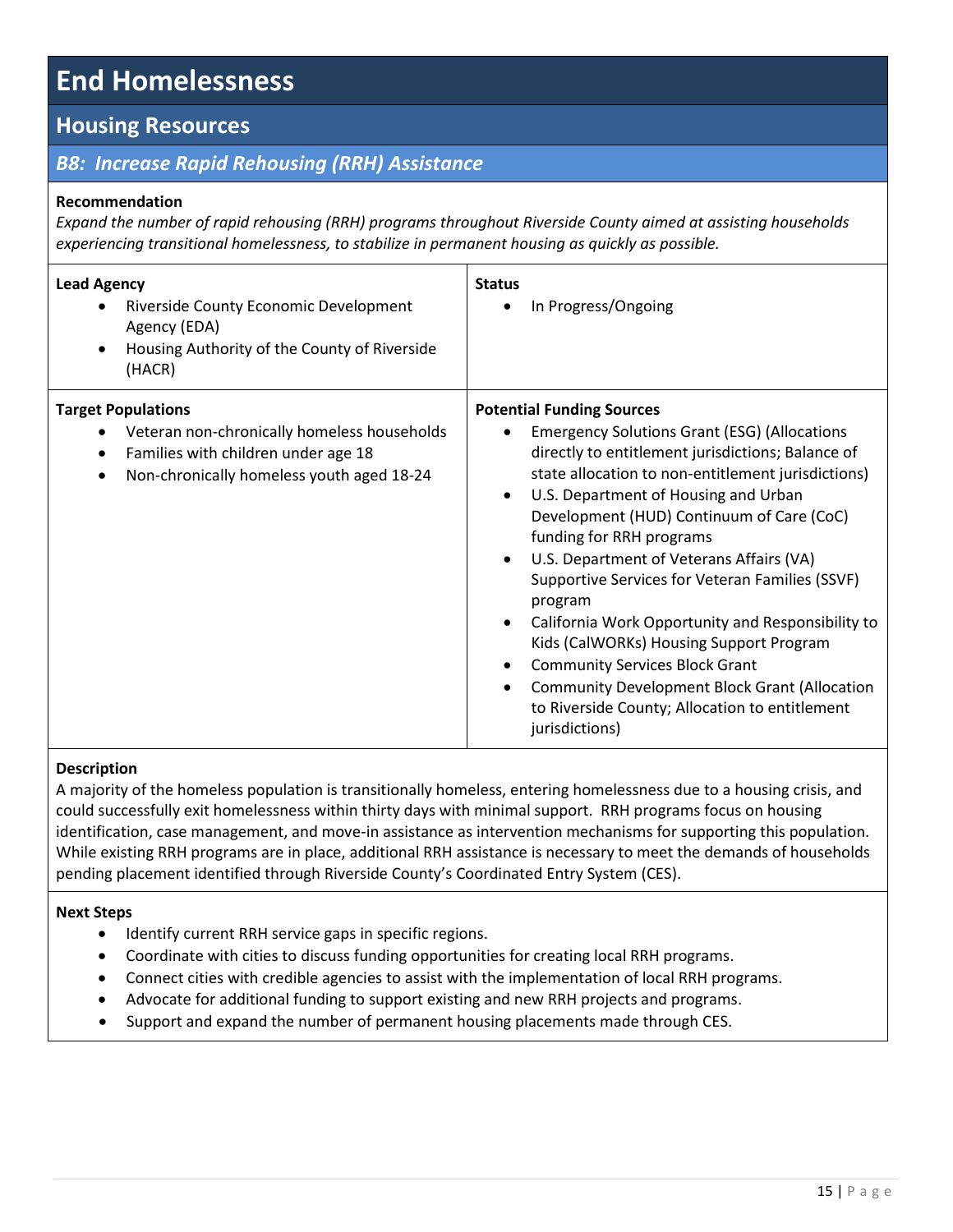# End Homelessness

## Housing Resources

### *B8: Increase Rapid Rehousing (RRH) Assistance*

**Recommendation**

*Expand the number of rapid rehousing (RRH) programs throughout Riverside County aimed at assisting households experiencing transitional homelessness, to stabilize in permanent housing as quickly as possible.*

| **Lead Agency** | **Status** |
|---|---|
| • Riverside County Economic Development Agency (EDA)<br>• Housing Authority of the County of Riverside (HACR) | • In Progress/Ongoing |
| **Target Populations** | **Potential Funding Sources** |
| • Veteran non-chronically homeless households<br>• Families with children under age 18<br>• Non-chronically homeless youth aged 18-24 | • Emergency Solutions Grant (ESG) (Allocations directly to entitlement jurisdictions; Balance of state allocation to non-entitlement jurisdictions)<br>• U.S. Department of Housing and Urban Development (HUD) Continuum of Care (CoC) funding for RRH programs<br>• U.S. Department of Veterans Affairs (VA) Supportive Services for Veteran Families (SSVF) program<br>• California Work Opportunity and Responsibility to Kids (CalWORKs) Housing Support Program<br>• Community Services Block Grant<br>• Community Development Block Grant (Allocation to Riverside County; Allocation to entitlement jurisdictions) |

**Description**

A majority of the homeless population is transitionally homeless, entering homelessness due to a housing crisis, and could successfully exit homelessness within thirty days with minimal support. RRH programs focus on housing identification, case management, and move-in assistance as intervention mechanisms for supporting this population. While existing RRH programs are in place, additional RRH assistance is necessary to meet the demands of households pending placement identified through Riverside County's Coordinated Entry System (CES).

**Next Steps**

- Identify current RRH service gaps in specific regions.
- Coordinate with cities to discuss funding opportunities for creating local RRH programs.
- Connect cities with credible agencies to assist with the implementation of local RRH programs.
- Advocate for additional funding to support existing and new RRH projects and programs.
- Support and expand the number of permanent housing placements made through CES.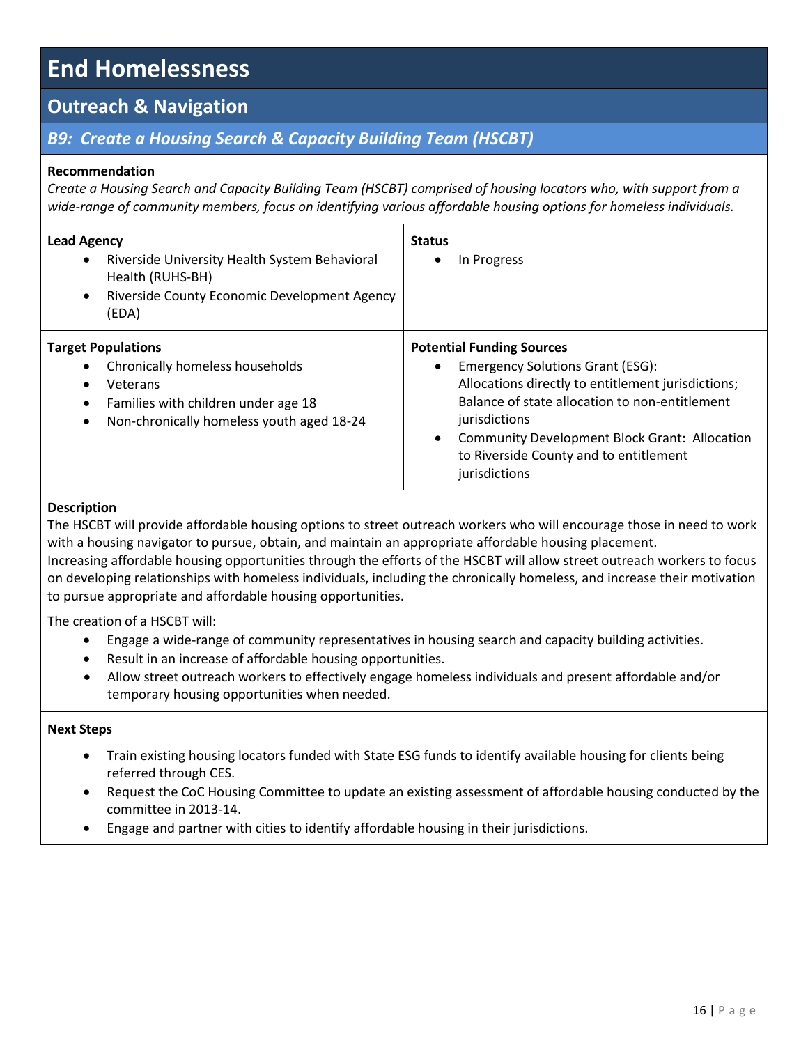# End Homelessness

## Outreach & Navigation

### *B9: Create a Housing Search & Capacity Building Team (HSCBT)*

**Recommendation**

*Create a Housing Search and Capacity Building Team (HSCBT) comprised of housing locators who, with support from a wide-range of community members, focus on identifying various affordable housing options for homeless individuals.*

**Lead Agency**

- Riverside University Health System Behavioral Health (RUHS-BH)
- Riverside County Economic Development Agency (EDA)

**Status**

- In Progress

**Target Populations**

- Chronically homeless households
- Veterans
- Families with children under age 18
- Non-chronically homeless youth aged 18-24

**Potential Funding Sources**

- Emergency Solutions Grant (ESG): Allocations directly to entitlement jurisdictions; Balance of state allocation to non-entitlement jurisdictions
- Community Development Block Grant: Allocation to Riverside County and to entitlement jurisdictions

**Description**

The HSCBT will provide affordable housing options to street outreach workers who will encourage those in need to work with a housing navigator to pursue, obtain, and maintain an appropriate affordable housing placement.
Increasing affordable housing opportunities through the efforts of the HSCBT will allow street outreach workers to focus on developing relationships with homeless individuals, including the chronically homeless, and increase their motivation to pursue appropriate and affordable housing opportunities.

The creation of a HSCBT will:

- Engage a wide-range of community representatives in housing search and capacity building activities.
- Result in an increase of affordable housing opportunities.
- Allow street outreach workers to effectively engage homeless individuals and present affordable and/or temporary housing opportunities when needed.

**Next Steps**

- Train existing housing locators funded with State ESG funds to identify available housing for clients being referred through CES.
- Request the CoC Housing Committee to update an existing assessment of affordable housing conducted by the committee in 2013-14.
- Engage and partner with cities to identify affordable housing in their jurisdictions.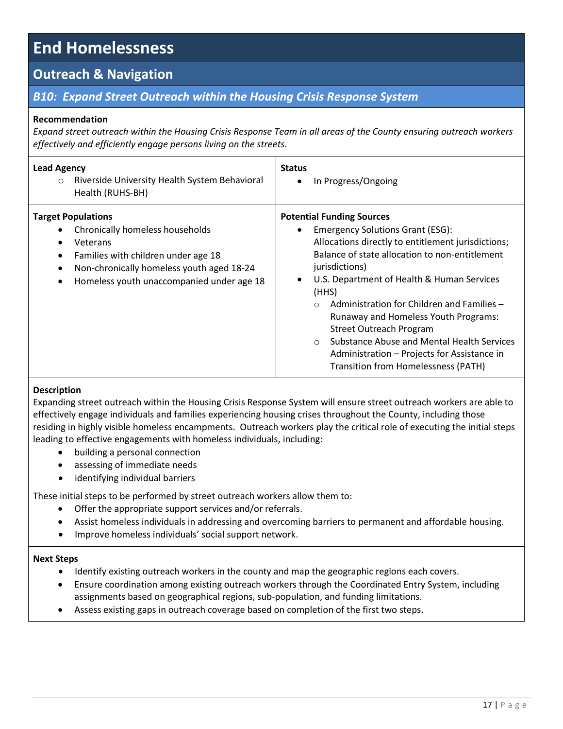# End Homelessness

## Outreach & Navigation

### *B10: Expand Street Outreach within the Housing Crisis Response System*

**Recommendation**

*Expand street outreach within the Housing Crisis Response Team in all areas of the County ensuring outreach workers effectively and efficiently engage persons living on the streets.*

**Lead Agency**

- Riverside University Health System Behavioral Health (RUHS-BH)

**Status**

- In Progress/Ongoing

**Target Populations**

- Chronically homeless households
- Veterans
- Families with children under age 18
- Non-chronically homeless youth aged 18-24
- Homeless youth unaccompanied under age 18

**Potential Funding Sources**

- Emergency Solutions Grant (ESG): Allocations directly to entitlement jurisdictions; Balance of state allocation to non-entitlement jurisdictions)
- U.S. Department of Health & Human Services (HHS)
  - Administration for Children and Families – Runaway and Homeless Youth Programs: Street Outreach Program
  - Substance Abuse and Mental Health Services Administration – Projects for Assistance in Transition from Homelessness (PATH)

**Description**

Expanding street outreach within the Housing Crisis Response System will ensure street outreach workers are able to effectively engage individuals and families experiencing housing crises throughout the County, including those residing in highly visible homeless encampments. Outreach workers play the critical role of executing the initial steps leading to effective engagements with homeless individuals, including:

- building a personal connection
- assessing of immediate needs
- identifying individual barriers

These initial steps to be performed by street outreach workers allow them to:

- Offer the appropriate support services and/or referrals.
- Assist homeless individuals in addressing and overcoming barriers to permanent and affordable housing.
- Improve homeless individuals' social support network.

**Next Steps**

- Identify existing outreach workers in the county and map the geographic regions each covers.
- Ensure coordination among existing outreach workers through the Coordinated Entry System, including assignments based on geographical regions, sub-population, and funding limitations.
- Assess existing gaps in outreach coverage based on completion of the first two steps.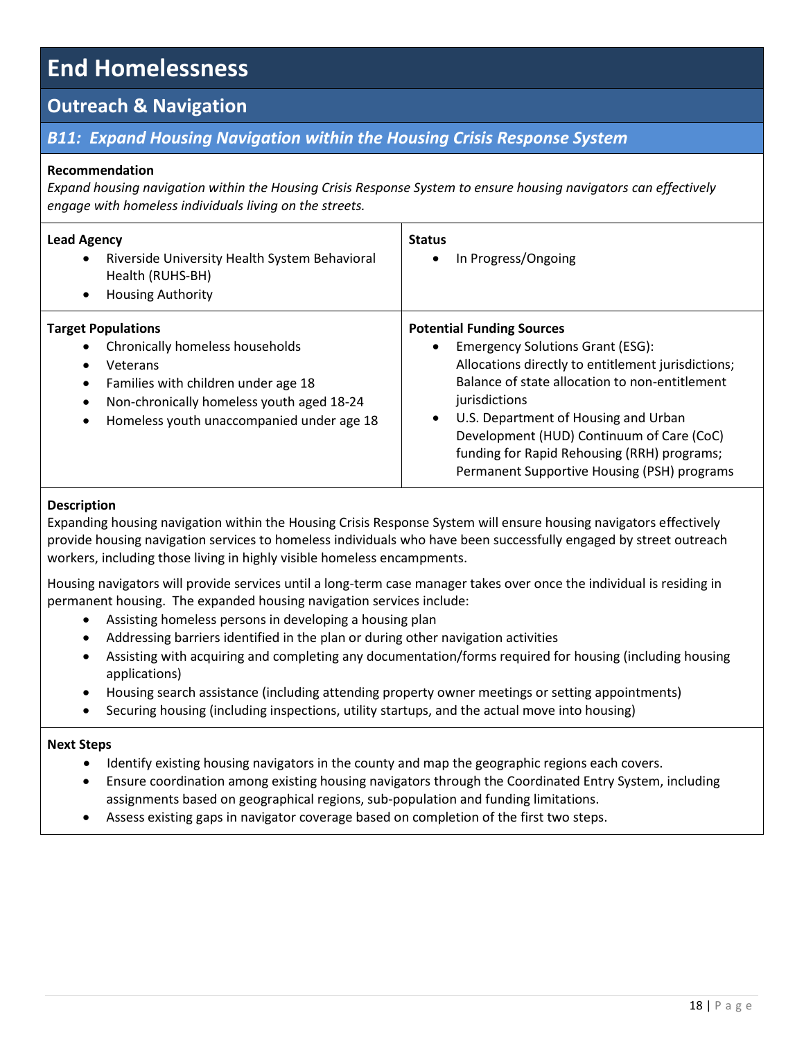# End Homelessness

## Outreach & Navigation

### *B11: Expand Housing Navigation within the Housing Crisis Response System*

**Recommendation**

*Expand housing navigation within the Housing Crisis Response System to ensure housing navigators can effectively engage with homeless individuals living on the streets.*

**Lead Agency**

- Riverside University Health System Behavioral Health (RUHS-BH)
- Housing Authority

**Status**

- In Progress/Ongoing

**Target Populations**

- Chronically homeless households
- Veterans
- Families with children under age 18
- Non-chronically homeless youth aged 18-24
- Homeless youth unaccompanied under age 18

**Potential Funding Sources**

- Emergency Solutions Grant (ESG): Allocations directly to entitlement jurisdictions; Balance of state allocation to non-entitlement jurisdictions
- U.S. Department of Housing and Urban Development (HUD) Continuum of Care (CoC) funding for Rapid Rehousing (RRH) programs; Permanent Supportive Housing (PSH) programs

**Description**

Expanding housing navigation within the Housing Crisis Response System will ensure housing navigators effectively provide housing navigation services to homeless individuals who have been successfully engaged by street outreach workers, including those living in highly visible homeless encampments.

Housing navigators will provide services until a long-term case manager takes over once the individual is residing in permanent housing. The expanded housing navigation services include:

- Assisting homeless persons in developing a housing plan
- Addressing barriers identified in the plan or during other navigation activities
- Assisting with acquiring and completing any documentation/forms required for housing (including housing applications)
- Housing search assistance (including attending property owner meetings or setting appointments)
- Securing housing (including inspections, utility startups, and the actual move into housing)

**Next Steps**

- Identify existing housing navigators in the county and map the geographic regions each covers.
- Ensure coordination among existing housing navigators through the Coordinated Entry System, including assignments based on geographical regions, sub-population and funding limitations.
- Assess existing gaps in navigator coverage based on completion of the first two steps.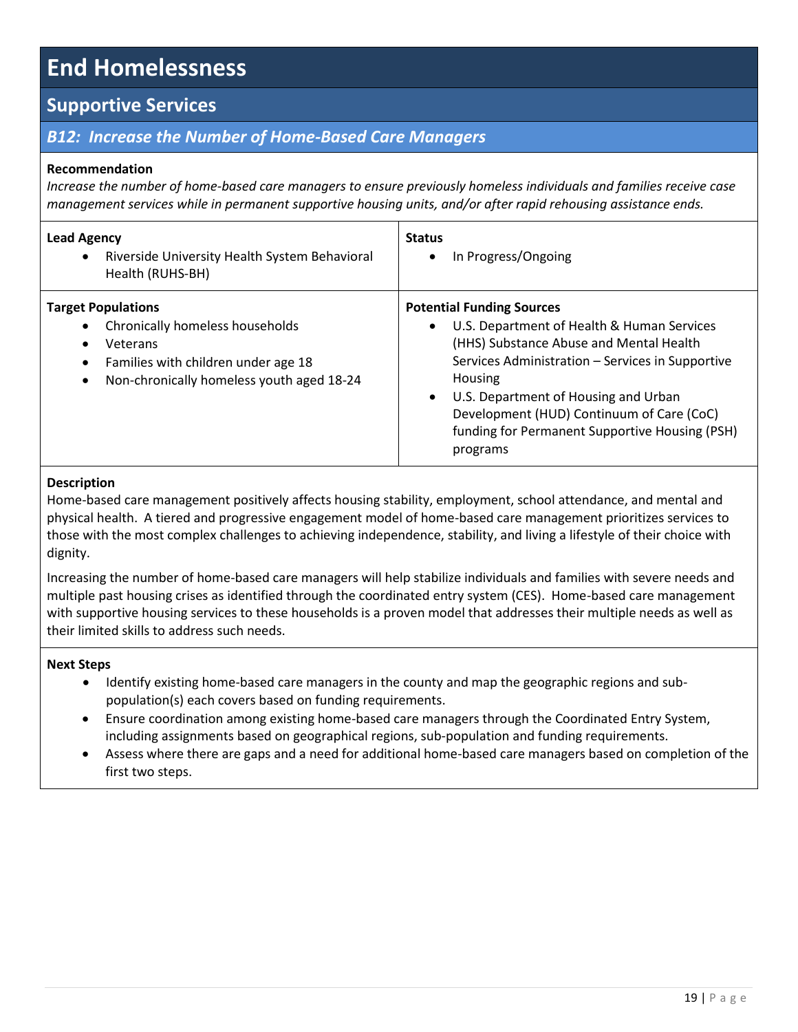# End Homelessness

## Supportive Services

### *B12: Increase the Number of Home-Based Care Managers*

**Recommendation**

*Increase the number of home-based care managers to ensure previously homeless individuals and families receive case management services while in permanent supportive housing units, and/or after rapid rehousing assistance ends.*

| **Lead Agency** | **Status** |
|---|---|
| • Riverside University Health System Behavioral Health (RUHS-BH) | • In Progress/Ongoing |
| **Target Populations** | **Potential Funding Sources** |
| • Chronically homeless households<br>• Veterans<br>• Families with children under age 18<br>• Non-chronically homeless youth aged 18-24 | • U.S. Department of Health & Human Services (HHS) Substance Abuse and Mental Health Services Administration – Services in Supportive Housing<br>• U.S. Department of Housing and Urban Development (HUD) Continuum of Care (CoC) funding for Permanent Supportive Housing (PSH) programs |

**Description**

Home-based care management positively affects housing stability, employment, school attendance, and mental and physical health. A tiered and progressive engagement model of home-based care management prioritizes services to those with the most complex challenges to achieving independence, stability, and living a lifestyle of their choice with dignity.

Increasing the number of home-based care managers will help stabilize individuals and families with severe needs and multiple past housing crises as identified through the coordinated entry system (CES). Home-based care management with supportive housing services to these households is a proven model that addresses their multiple needs as well as their limited skills to address such needs.

**Next Steps**

- Identify existing home-based care managers in the county and map the geographic regions and sub-population(s) each covers based on funding requirements.
- Ensure coordination among existing home-based care managers through the Coordinated Entry System, including assignments based on geographical regions, sub-population and funding requirements.
- Assess where there are gaps and a need for additional home-based care managers based on completion of the first two steps.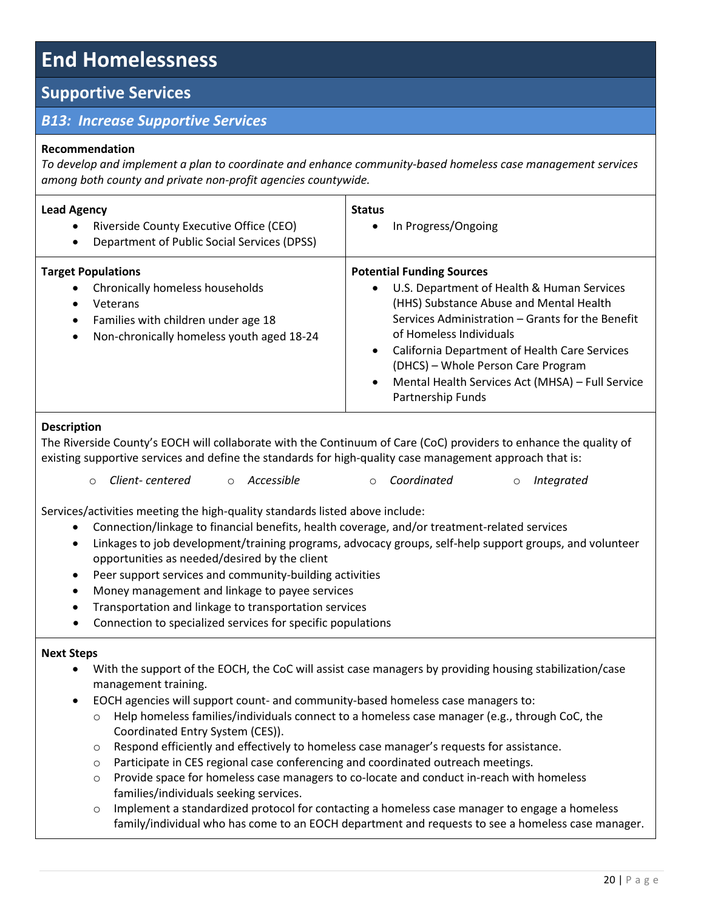# End Homelessness

## Supportive Services

### *B13: Increase Supportive Services*

**Recommendation**

*To develop and implement a plan to coordinate and enhance community-based homeless case management services among both county and private non-profit agencies countywide.*

| **Lead Agency** | **Status** |
|---|---|
| • Riverside County Executive Office (CEO)<br>• Department of Public Social Services (DPSS) | • In Progress/Ongoing |
| **Target Populations** | **Potential Funding Sources** |
| • Chronically homeless households<br>• Veterans<br>• Families with children under age 18<br>• Non-chronically homeless youth aged 18-24 | • U.S. Department of Health & Human Services (HHS) Substance Abuse and Mental Health Services Administration – Grants for the Benefit of Homeless Individuals<br>• California Department of Health Care Services (DHCS) – Whole Person Care Program<br>• Mental Health Services Act (MHSA) – Full Service Partnership Funds |

**Description**

The Riverside County's EOCH will collaborate with the Continuum of Care (CoC) providers to enhance the quality of existing supportive services and define the standards for high-quality case management approach that is:

- *Client- centered*
- *Accessible*
- *Coordinated*
- *Integrated*

Services/activities meeting the high-quality standards listed above include:

- Connection/linkage to financial benefits, health coverage, and/or treatment-related services
- Linkages to job development/training programs, advocacy groups, self-help support groups, and volunteer opportunities as needed/desired by the client
- Peer support services and community-building activities
- Money management and linkage to payee services
- Transportation and linkage to transportation services
- Connection to specialized services for specific populations

**Next Steps**

- With the support of the EOCH, the CoC will assist case managers by providing housing stabilization/case management training.
- EOCH agencies will support count- and community-based homeless case managers to:
  - Help homeless families/individuals connect to a homeless case manager (e.g., through CoC, the Coordinated Entry System (CES)).
  - Respond efficiently and effectively to homeless case manager's requests for assistance.
  - Participate in CES regional case conferencing and coordinated outreach meetings.
  - Provide space for homeless case managers to co-locate and conduct in-reach with homeless families/individuals seeking services.
  - Implement a standardized protocol for contacting a homeless case manager to engage a homeless family/individual who has come to an EOCH department and requests to see a homeless case manager.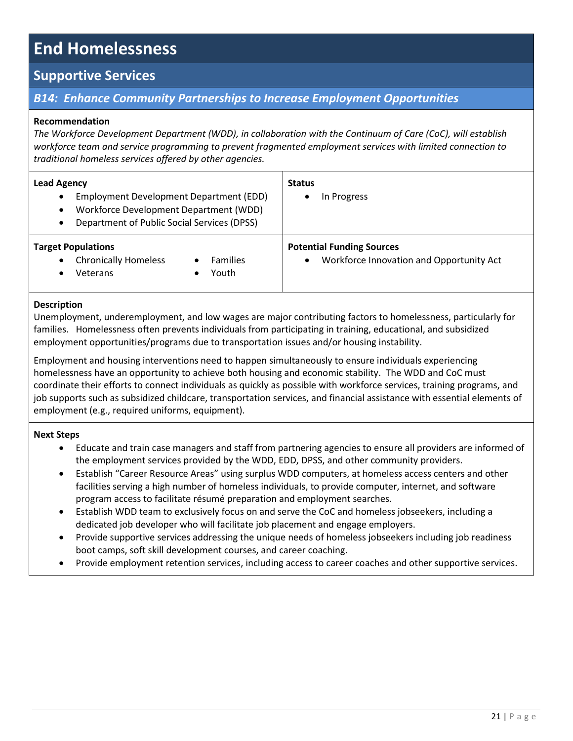# End Homelessness

## Supporting Services

### *B14: Enhance Community Partnerships to Increase Employment Opportunities*

**Recommendation**

*The Workforce Development Department (WDD), in collaboration with the Continuum of Care (CoC), will establish workforce team and service programming to prevent fragmented employment services with limited connection to traditional homeless services offered by other agencies.*

| **Lead Agency** | **Status** |
|---|---|
| • Employment Development Department (EDD)<br>• Workforce Development Department (WDD)<br>• Department of Public Social Services (DPSS) | • In Progress |
| **Target Populations**<br>• Chronically Homeless<br>• Veterans<br>• Families<br>• Youth | **Potential Funding Sources**<br>• Workforce Innovation and Opportunity Act |

**Description**

Unemployment, underemployment, and low wages are major contributing factors to homelessness, particularly for families. Homelessness often prevents individuals from participating in training, educational, and subsidized employment opportunities/programs due to transportation issues and/or housing instability.

Employment and housing interventions need to happen simultaneously to ensure individuals experiencing homelessness have an opportunity to achieve both housing and economic stability. The WDD and CoC must coordinate their efforts to connect individuals as quickly as possible with workforce services, training programs, and job supports such as subsidized childcare, transportation services, and financial assistance with essential elements of employment (e.g., required uniforms, equipment).

**Next Steps**

- Educate and train case managers and staff from partnering agencies to ensure all providers are informed of the employment services provided by the WDD, EDD, DPSS, and other community providers.
- Establish "Career Resource Areas" using surplus WDD computers, at homeless access centers and other facilities serving a high number of homeless individuals, to provide computer, internet, and software program access to facilitate résumé preparation and employment searches.
- Establish WDD team to exclusively focus on and serve the CoC and homeless jobseekers, including a dedicated job developer who will facilitate job placement and engage employers.
- Provide supportive services addressing the unique needs of homeless jobseekers including job readiness boot camps, soft skill development courses, and career coaching.
- Provide employment retention services, including access to career coaches and other supportive services.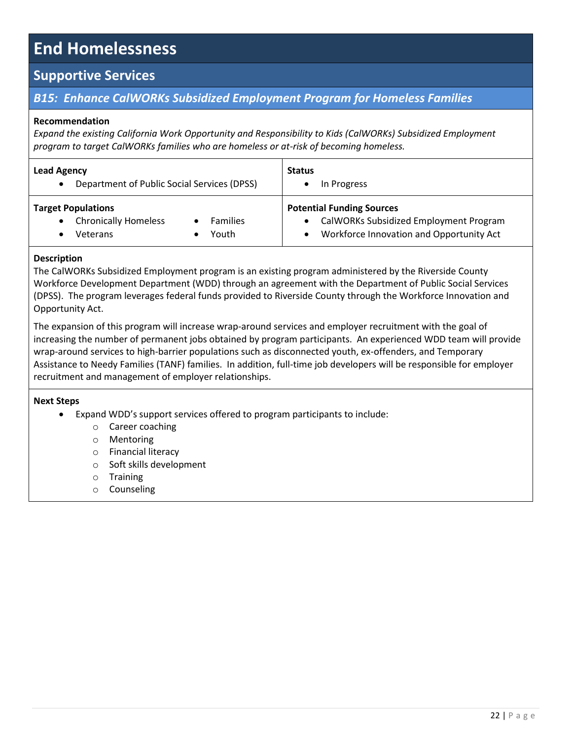# End Homelessness

## Supportive Services

### *B15: Enhance CalWORKs Subsidized Employment Program for Homeless Families*

**Recommendation**

*Expand the existing California Work Opportunity and Responsibility to Kids (CalWORKs) Subsidized Employment program to target CalWORKs families who are homeless or at-risk of becoming homeless.*

| **Lead Agency** | **Status** |
|---|---|
| • Department of Public Social Services (DPSS) | • In Progress |

| **Target Populations** | | **Potential Funding Sources** |
|---|---|---|
| • Chronically Homeless | • Families | • CalWORKs Subsidized Employment Program |
| • Veterans | • Youth | • Workforce Innovation and Opportunity Act |

**Description**

The CalWORKs Subsidized Employment program is an existing program administered by the Riverside County Workforce Development Department (WDD) through an agreement with the Department of Public Social Services (DPSS). The program leverages federal funds provided to Riverside County through the Workforce Innovation and Opportunity Act.

The expansion of this program will increase wrap-around services and employer recruitment with the goal of increasing the number of permanent jobs obtained by program participants. An experienced WDD team will provide wrap-around services to high-barrier populations such as disconnected youth, ex-offenders, and Temporary Assistance to Needy Families (TANF) families. In addition, full-time job developers will be responsible for employer recruitment and management of employer relationships.

**Next Steps**

- Expand WDD's support services offered to program participants to include:
  - Career coaching
  - Mentoring
  - Financial literacy
  - Soft skills development
  - Training
  - Counseling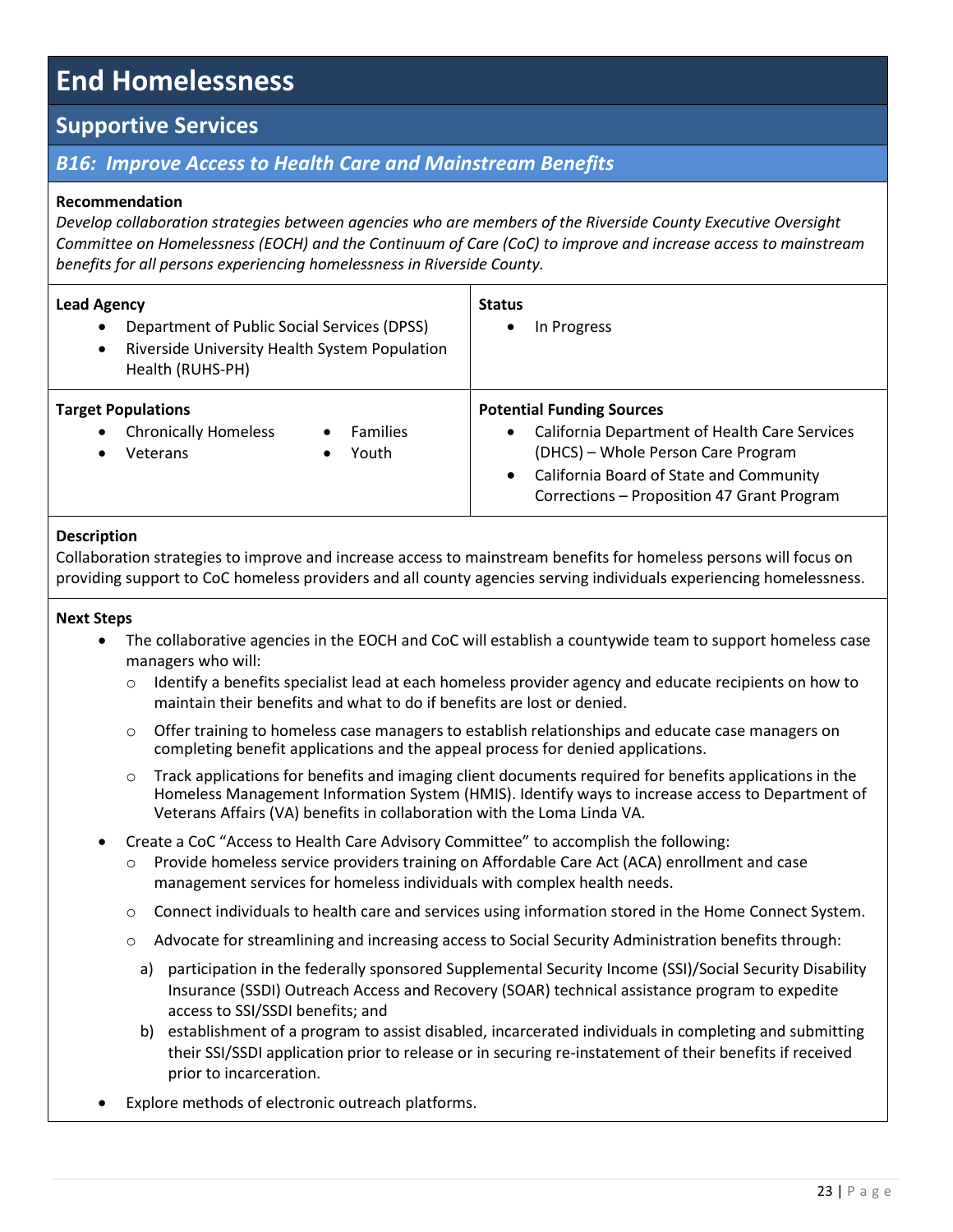# End Homelessness

## Supportive Services

### *B16: Improve Access to Health Care and Mainstream Benefits*

**Recommendation**

*Develop collaboration strategies between agencies who are members of the Riverside County Executive Oversight Committee on Homelessness (EOCH) and the Continuum of Care (CoC) to improve and increase access to mainstream benefits for all persons experiencing homelessness in Riverside County.*

| **Lead Agency** | **Status** |
|---|---|
| • Department of Public Social Services (DPSS)<br>• Riverside University Health System Population Health (RUHS-PH) | • In Progress |
| **Target Populations**<br>• Chronically Homeless<br>• Veterans<br>• Families<br>• Youth | **Potential Funding Sources**<br>• California Department of Health Care Services (DHCS) – Whole Person Care Program<br>• California Board of State and Community Corrections – Proposition 47 Grant Program |

**Description**

Collaboration strategies to improve and increase access to mainstream benefits for homeless persons will focus on providing support to CoC homeless providers and all county agencies serving individuals experiencing homelessness.

**Next Steps**

- The collaborative agencies in the EOCH and CoC will establish a countywide team to support homeless case managers who will:
  - Identify a benefits specialist lead at each homeless provider agency and educate recipients on how to maintain their benefits and what to do if benefits are lost or denied.
  - Offer training to homeless case managers to establish relationships and educate case managers on completing benefit applications and the appeal process for denied applications.
  - Track applications for benefits and imaging client documents required for benefits applications in the Homeless Management Information System (HMIS). Identify ways to increase access to Department of Veterans Affairs (VA) benefits in collaboration with the Loma Linda VA.
- Create a CoC "Access to Health Care Advisory Committee" to accomplish the following:
  - Provide homeless service providers training on Affordable Care Act (ACA) enrollment and case management services for homeless individuals with complex health needs.
  - Connect individuals to health care and services using information stored in the Home Connect System.
  - Advocate for streamlining and increasing access to Social Security Administration benefits through:
    a) participation in the federally sponsored Supplemental Security Income (SSI)/Social Security Disability Insurance (SSDI) Outreach Access and Recovery (SOAR) technical assistance program to expedite access to SSI/SSDI benefits; and
    b) establishment of a program to assist disabled, incarcerated individuals in completing and submitting their SSI/SSDI application prior to release or in securing re-instatement of their benefits if received prior to incarceration.
- Explore methods of electronic outreach platforms.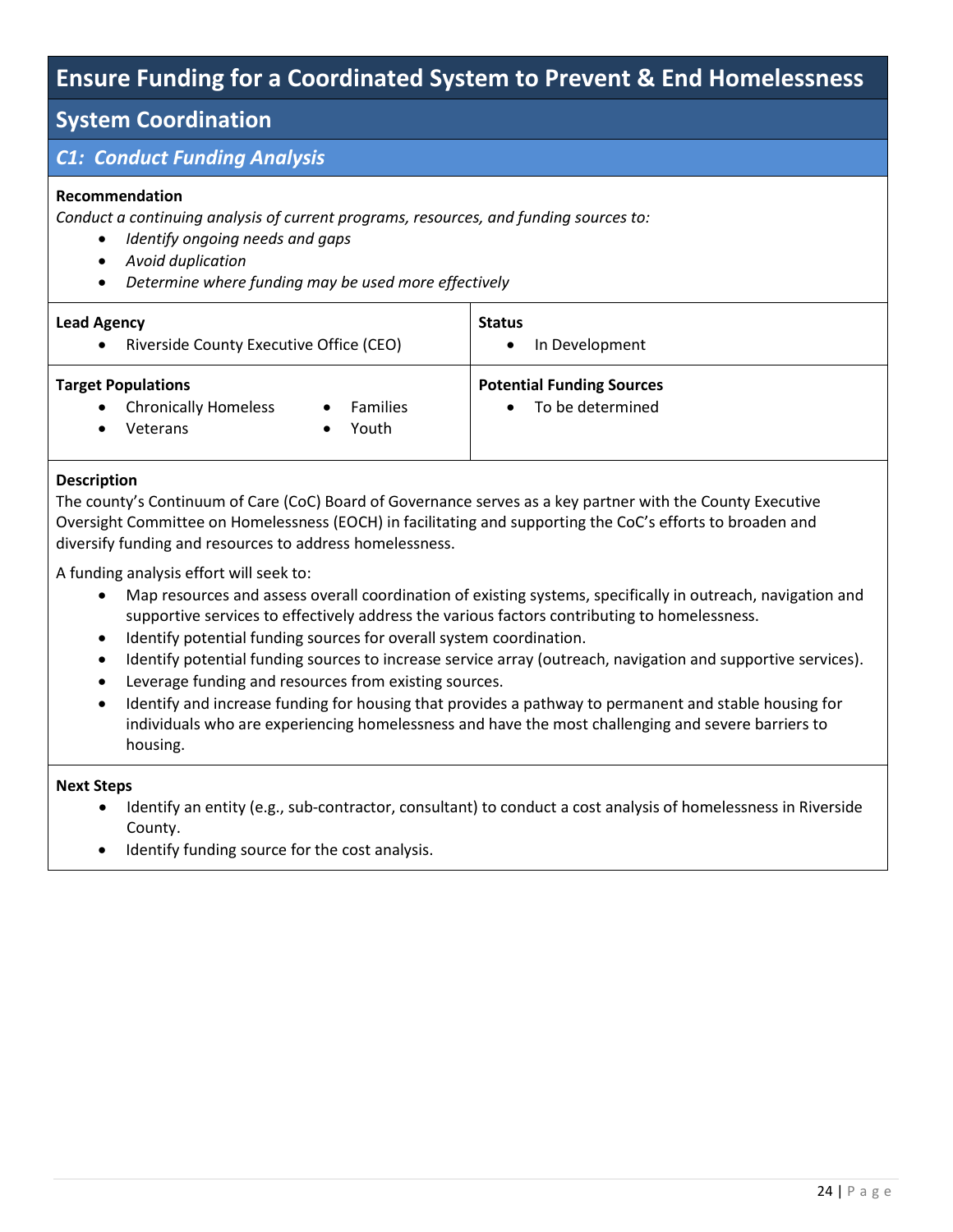# Ensure Funding for a Coordinated System to Prevent & End Homelessness

## System Coordination

### *C1: Conduct Funding Analysis*

**Recommendation**

*Conduct a continuing analysis of current programs, resources, and funding sources to:*

- *Identify ongoing needs and gaps*
- *Avoid duplication*
- *Determine where funding may be used more effectively*

| **Lead Agency** | **Status** |
|---|---|
| • Riverside County Executive Office (CEO) | • In Development |
| **Target Populations** | **Potential Funding Sources** |
| • Chronically Homeless • Veterans • Families • Youth | • To be determined |

**Description**

The county's Continuum of Care (CoC) Board of Governance serves as a key partner with the County Executive Oversight Committee on Homelessness (EOCH) in facilitating and supporting the CoC's efforts to broaden and diversify funding and resources to address homelessness.

A funding analysis effort will seek to:

- Map resources and assess overall coordination of existing systems, specifically in outreach, navigation and supportive services to effectively address the various factors contributing to homelessness.
- Identify potential funding sources for overall system coordination.
- Identify potential funding sources to increase service array (outreach, navigation and supportive services).
- Leverage funding and resources from existing sources.
- Identify and increase funding for housing that provides a pathway to permanent and stable housing for individuals who are experiencing homelessness and have the most challenging and severe barriers to housing.

**Next Steps**

- Identify an entity (e.g., sub-contractor, consultant) to conduct a cost analysis of homelessness in Riverside County.
- Identify funding source for the cost analysis.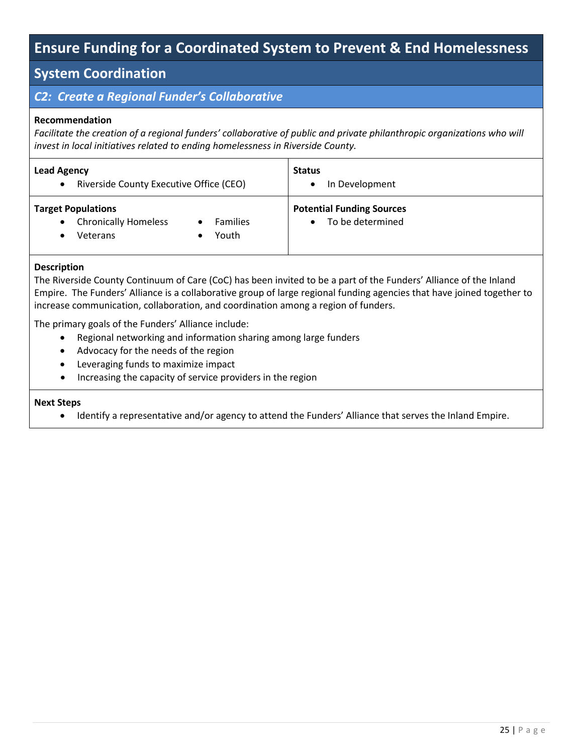# Ensure Funding for a Coordinated System to Prevent & End Homelessness

## System Coordination

### *C2: Create a Regional Funder's Collaborative*

**Recommendation**

*Facilitate the creation of a regional funders' collaborative of public and private philanthropic organizations who will invest in local initiatives related to ending homelessness in Riverside County.*

**Lead Agency**
- Riverside County Executive Office (CEO)

**Status**
- In Development

**Target Populations**
- Chronically Homeless
- Veterans
- Families
- Youth

**Potential Funding Sources**
- To be determined

**Description**

The Riverside County Continuum of Care (CoC) has been invited to be a part of the Funders' Alliance of the Inland Empire. The Funders' Alliance is a collaborative group of large regional funding agencies that have joined together to increase communication, collaboration, and coordination among a region of funders.

The primary goals of the Funders' Alliance include:
- Regional networking and information sharing among large funders
- Advocacy for the needs of the region
- Leveraging funds to maximize impact
- Increasing the capacity of service providers in the region

**Next Steps**
- Identify a representative and/or agency to attend the Funders' Alliance that serves the Inland Empire.